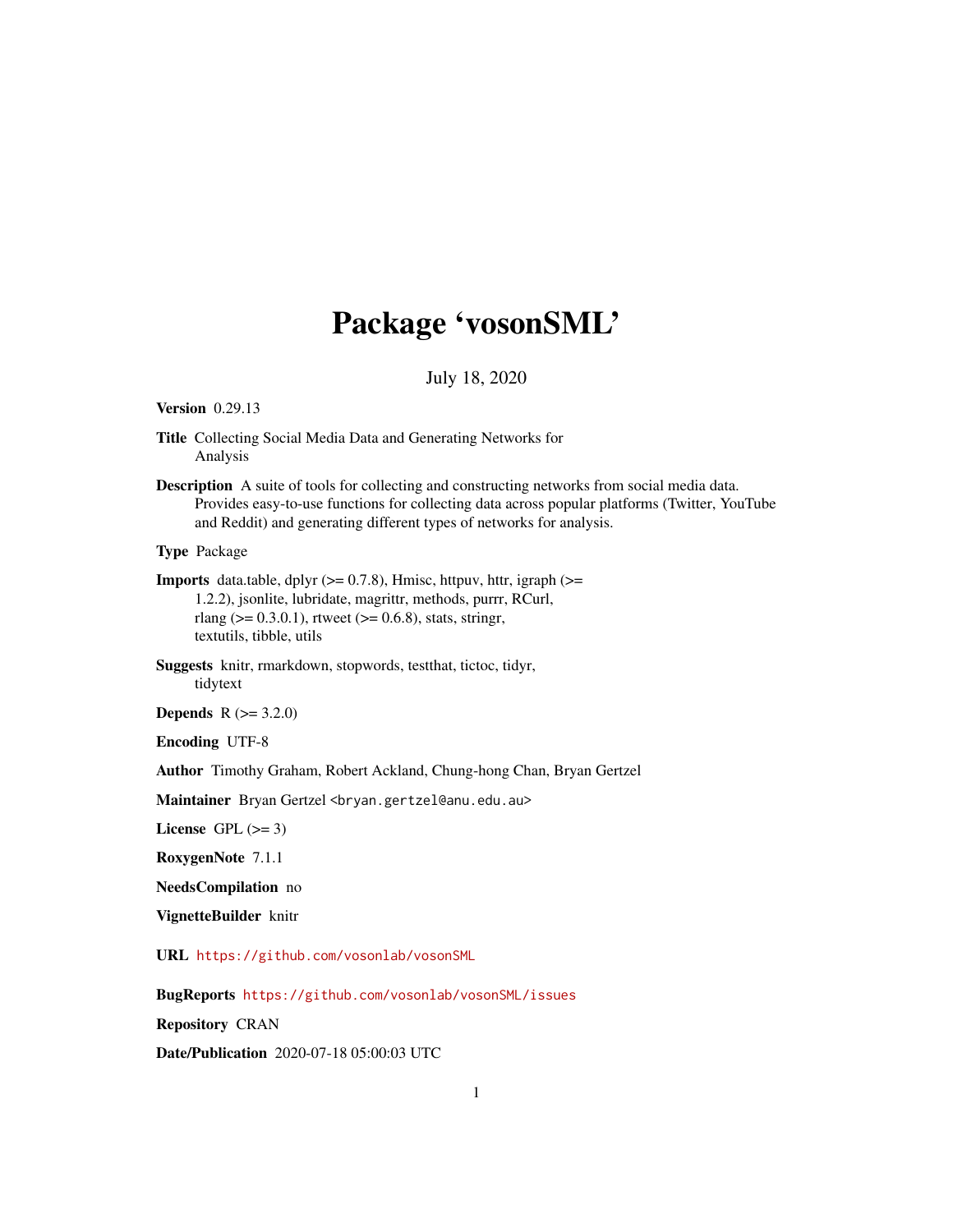# Package 'vosonSML'

July 18, 2020

**Version** 0.29.13

**Title** Collecting Social Media Data and Generating Networks for Analysis

**Description** A suite of tools for collecting and constructing networks from social media data. Provides easy-to-use functions for collecting data across popular platforms (Twitter, YouTube and Reddit) and generating different types of networks for analysis.

**Type** Package

**Imports** data.table, dplyr (>= 0.7.8), Hmisc, httpuv, httr, igraph (>= 1.2.2), jsonlite, lubridate, magrittr, methods, purrr, RCurl, rlang (>= 0.3.0.1), rtweet (>= 0.6.8), stats, stringr, textutils, tibble, utils

**Suggests** knitr, rmarkdown, stopwords, testthat, tictoc, tidyr, tidytext

**Depends** R (>= 3.2.0)

**Encoding** UTF-8

**Author** Timothy Graham, Robert Ackland, Chung-hong Chan, Bryan Gertzel

**Maintainer** Bryan Gertzel <bryan.gertzel@anu.edu.au>

**License** GPL (>= 3)

**RoxygenNote** 7.1.1

**NeedsCompilation** no

**VignetteBuilder** knitr

**URL** https://github.com/vosonlab/vosonSML

**BugReports** https://github.com/vosonlab/vosonSML/issues

**Repository** CRAN

**Date/Publication** 2020-07-18 05:00:03 UTC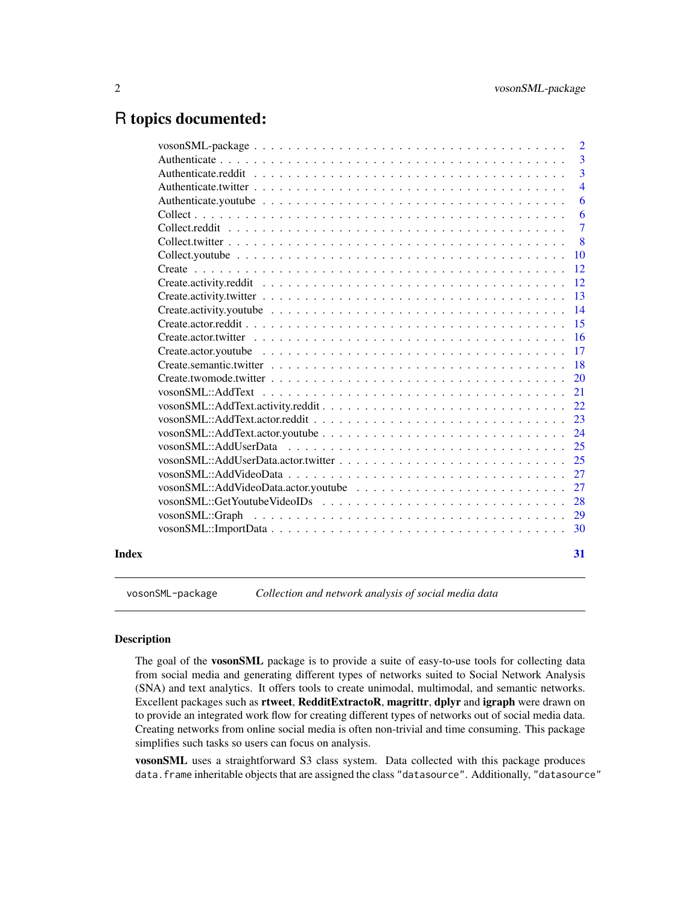# R topics documented:

- vosonSML-package . . . 2
- Authenticate . . . 3
- Authenticate.reddit . . . 3
- Authenticate.twitter . . . 4
- Authenticate.youtube . . . 6
- Collect . . . 6
- Collect.reddit . . . 7
- Collect.twitter . . . 8
- Collect.youtube . . . 10
- Create . . . 12
- Create.activity.reddit . . . 12
- Create.activity.twitter . . . 13
- Create.activity.youtube . . . 14
- Create.actor.reddit . . . 15
- Create.actor.twitter . . . 16
- Create.actor.youtube . . . 17
- Create.semantic.twitter . . . 18
- Create.twomode.twitter . . . 20
- vosonSML::AddText . . . 21
- vosonSML::AddText.activity.reddit . . . 22
- vosonSML::AddText.actor.reddit . . . 23
- vosonSML::AddText.actor.youtube . . . 24
- vosonSML::AddUserData . . . 25
- vosonSML::AddUserData.actor.twitter . . . 25
- vosonSML::AddVideoData . . . 27
- vosonSML::AddVideoData.actor.youtube . . . 27
- vosonSML::GetYoutubeVideoIDs . . . 28
- vosonSML::Graph . . . 29
- vosonSML::ImportData . . . 30

**Index** . . . 31

---

`vosonSML-package` *Collection and network analysis of social media data*

---

### Description

The goal of the **vosonSML** package is to provide a suite of easy-to-use tools for collecting data from social media and generating different types of networks suited to Social Network Analysis (SNA) and text analytics. It offers tools to create unimodal, multimodal, and semantic networks. Excellent packages such as **rtweet**, **RedditExtractoR**, **magrittr**, **dplyr** and **igraph** were drawn on to provide an integrated work flow for creating different types of networks out of social media data. Creating networks from online social media is often non-trivial and time consuming. This package simplifies such tasks so users can focus on analysis.

**vosonSML** uses a straightforward S3 class system. Data collected with this package produces `data.frame` inheritable objects that are assigned the class `"datasource"`. Additionally, `"datasource"`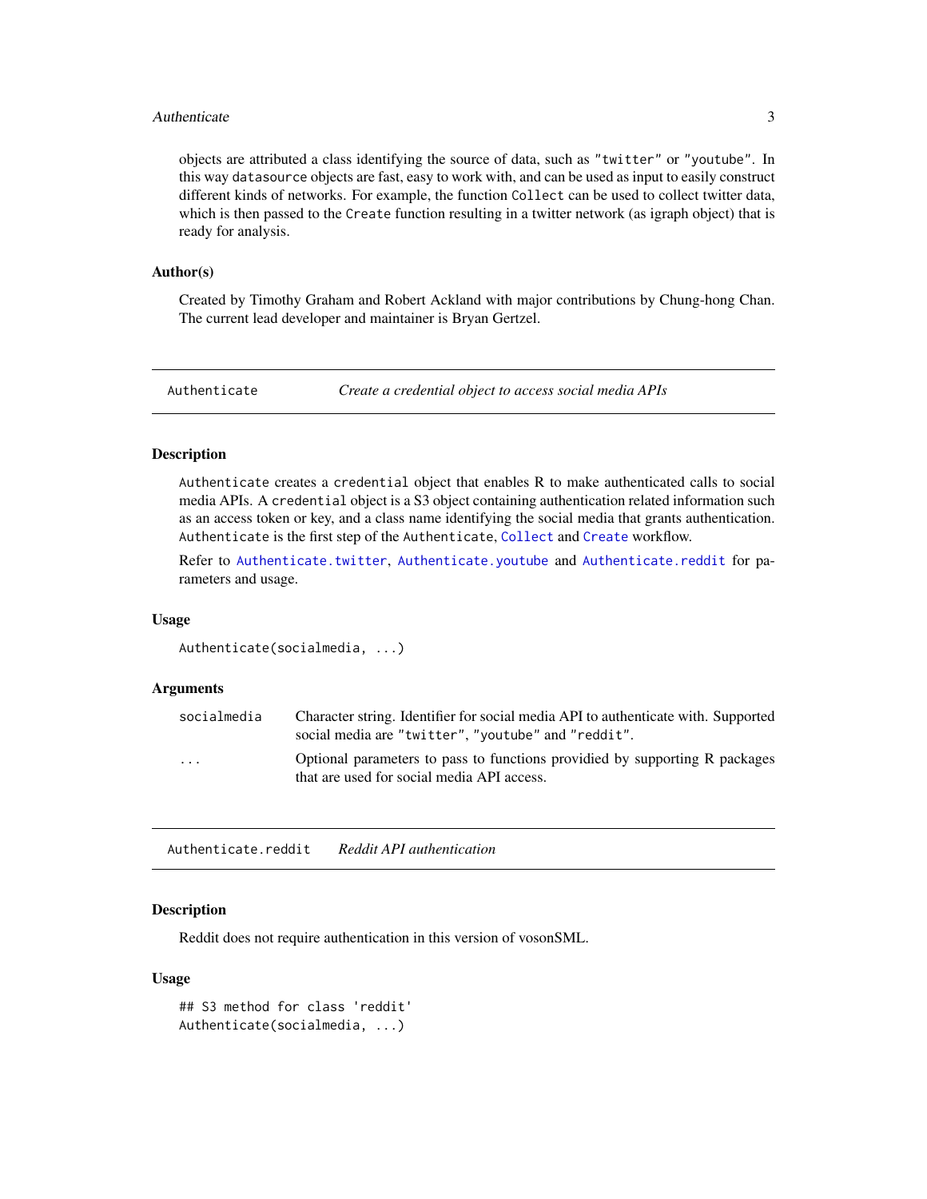objects are attributed a class identifying the source of data, such as "twitter" or "youtube". In this way `datasource` objects are fast, easy to work with, and can be used as input to easily construct different kinds of networks. For example, the function `Collect` can be used to collect twitter data, which is then passed to the `Create` function resulting in a twitter network (as igraph object) that is ready for analysis.

### Author(s)

Created by Timothy Graham and Robert Ackland with major contributions by Chung-hong Chan. The current lead developer and maintainer is Bryan Gertzel.

---

## Authenticate — *Create a credential object to access social media APIs*

---

### Description

`Authenticate` creates a `credential` object that enables R to make authenticated calls to social media APIs. A `credential` object is a S3 object containing authentication related information such as an access token or key, and a class name identifying the social media that grants authentication. `Authenticate` is the first step of the `Authenticate`, `Collect` and `Create` workflow.

Refer to `Authenticate.twitter`, `Authenticate.youtube` and `Authenticate.reddit` for parameters and usage.

### Usage

```
Authenticate(socialmedia, ...)
```

### Arguments

| | |
|---|---|
| `socialmedia` | Character string. Identifier for social media API to authenticate with. Supported social media are "twitter", "youtube" and "reddit". |
| `...` | Optional parameters to pass to functions providied by supporting R packages that are used for social media API access. |

---

## Authenticate.reddit — *Reddit API authentication*

---

### Description

Reddit does not require authentication in this version of vosonSML.

### Usage

```
## S3 method for class 'reddit'
Authenticate(socialmedia, ...)
```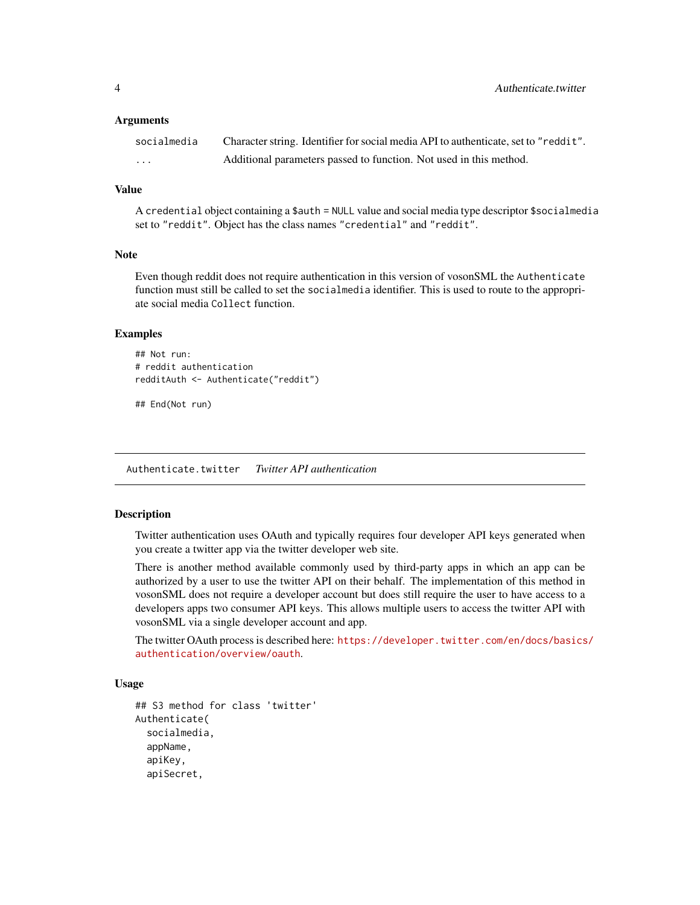### Arguments

| | |
|---|---|
| `socialmedia` | Character string. Identifier for social media API to authenticate, set to `"reddit"`. |
| `...` | Additional parameters passed to function. Not used in this method. |

### Value

A `credential` object containing a `$auth = NULL` value and social media type descriptor `$socialmedia` set to `"reddit"`. Object has the class names `"credential"` and `"reddit"`.

### Note

Even though reddit does not require authentication in this version of vosonSML the `Authenticate` function must still be called to set the `socialmedia` identifier. This is used to route to the appropriate social media `Collect` function.

### Examples

```
## Not run:
# reddit authentication
redditAuth <- Authenticate("reddit")

## End(Not run)
```

---

## `Authenticate.twitter` *Twitter API authentication*

---

### Description

Twitter authentication uses OAuth and typically requires four developer API keys generated when you create a twitter app via the twitter developer web site.

There is another method available commonly used by third-party apps in which an app can be authorized by a user to use the twitter API on their behalf. The implementation of this method in vosonSML does not require a developer account but does still require the user to have access to a developers apps two consumer API keys. This allows multiple users to access the twitter API with vosonSML via a single developer account and app.

The twitter OAuth process is described here: https://developer.twitter.com/en/docs/basics/authentication/overview/oauth.

### Usage

```
## S3 method for class 'twitter'
Authenticate(
  socialmedia,
  appName,
  apiKey,
  apiSecret,
```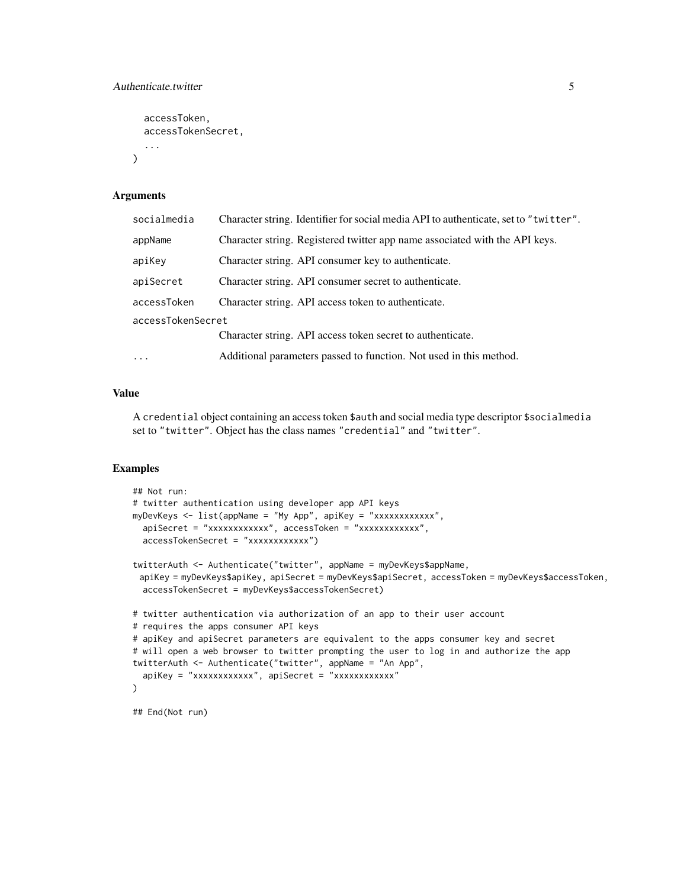```
  accessToken,
  accessTokenSecret,
  ...
)
```

### Arguments

| | |
|---|---|
| socialmedia | Character string. Identifier for social media API to authenticate, set to "twitter". |
| appName | Character string. Registered twitter app name associated with the API keys. |
| apiKey | Character string. API consumer key to authenticate. |
| apiSecret | Character string. API consumer secret to authenticate. |
| accessToken | Character string. API access token to authenticate. |
| accessTokenSecret | Character string. API access token secret to authenticate. |
| ... | Additional parameters passed to function. Not used in this method. |

### Value

A `credential` object containing an access token `$auth` and social media type descriptor `$socialmedia` set to `"twitter"`. Object has the class names `"credential"` and `"twitter"`.

### Examples

```
## Not run:
# twitter authentication using developer app API keys
myDevKeys <- list(appName = "My App", apiKey = "xxxxxxxxxxxx",
  apiSecret = "xxxxxxxxxxxx", accessToken = "xxxxxxxxxxxx",
  accessTokenSecret = "xxxxxxxxxxxx")

twitterAuth <- Authenticate("twitter", appName = myDevKeys$appName,
 apiKey = myDevKeys$apiKey, apiSecret = myDevKeys$apiSecret, accessToken = myDevKeys$accessToken,
  accessTokenSecret = myDevKeys$accessTokenSecret)

# twitter authentication via authorization of an app to their user account
# requires the apps consumer API keys
# apiKey and apiSecret parameters are equivalent to the apps consumer key and secret
# will open a web browser to twitter prompting the user to log in and authorize the app
twitterAuth <- Authenticate("twitter", appName = "An App",
  apiKey = "xxxxxxxxxxxx", apiSecret = "xxxxxxxxxxxx"
)

## End(Not run)
```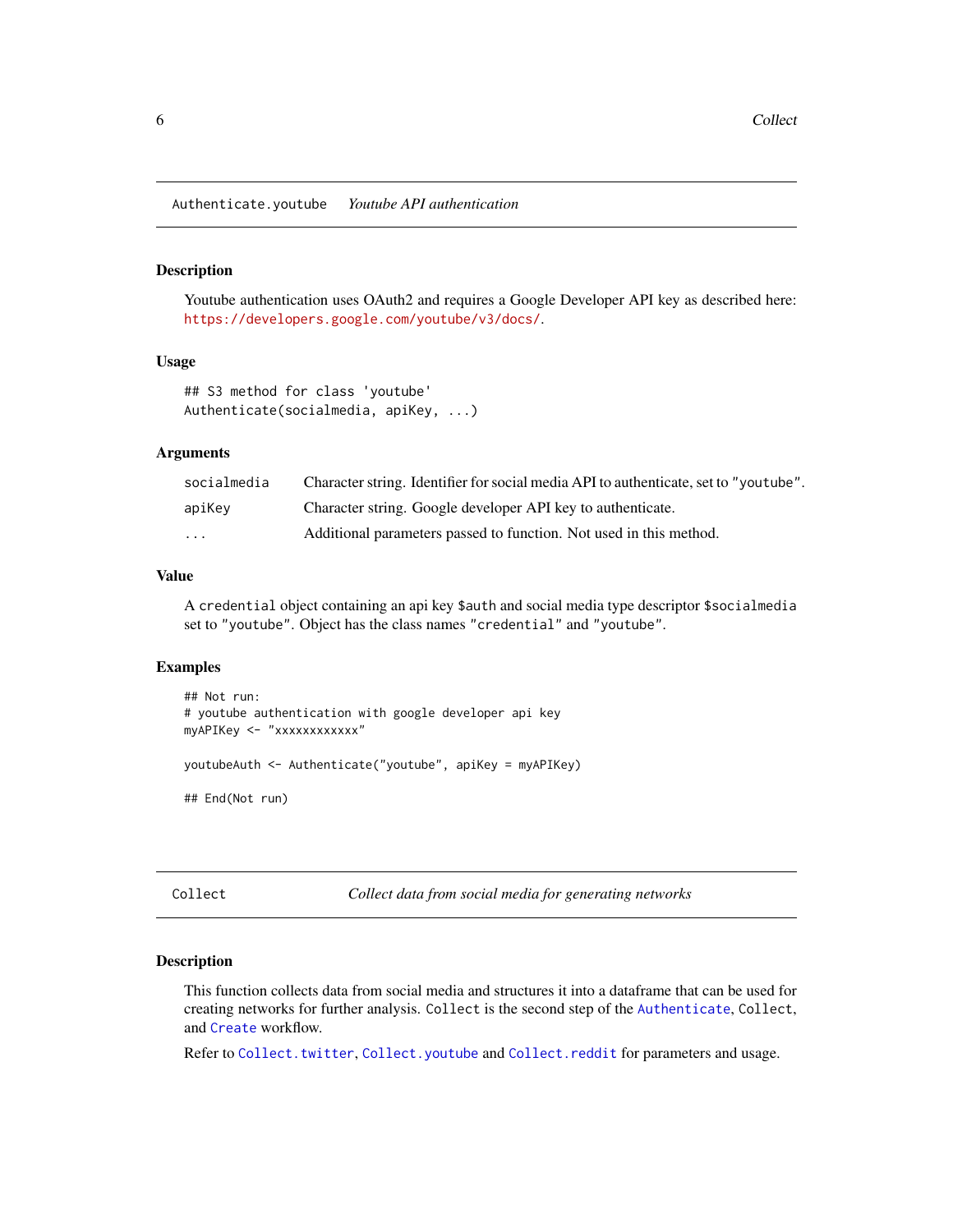## Authenticate.youtube *Youtube API authentication*

### Description

Youtube authentication uses OAuth2 and requires a Google Developer API key as described here: https://developers.google.com/youtube/v3/docs/.

### Usage

```
## S3 method for class 'youtube'
Authenticate(socialmedia, apiKey, ...)
```

### Arguments

| | |
|---|---|
| socialmedia | Character string. Identifier for social media API to authenticate, set to "youtube". |
| apiKey | Character string. Google developer API key to authenticate. |
| ... | Additional parameters passed to function. Not used in this method. |

### Value

A `credential` object containing an api key `$auth` and social media type descriptor `$socialmedia` set to `"youtube"`. Object has the class names `"credential"` and `"youtube"`.

### Examples

```
## Not run:
# youtube authentication with google developer api key
myAPIKey <- "xxxxxxxxxxxx"

youtubeAuth <- Authenticate("youtube", apiKey = myAPIKey)

## End(Not run)
```

## Collect *Collect data from social media for generating networks*

### Description

This function collects data from social media and structures it into a dataframe that can be used for creating networks for further analysis. `Collect` is the second step of the `Authenticate`, `Collect`, and `Create` workflow.

Refer to `Collect.twitter`, `Collect.youtube` and `Collect.reddit` for parameters and usage.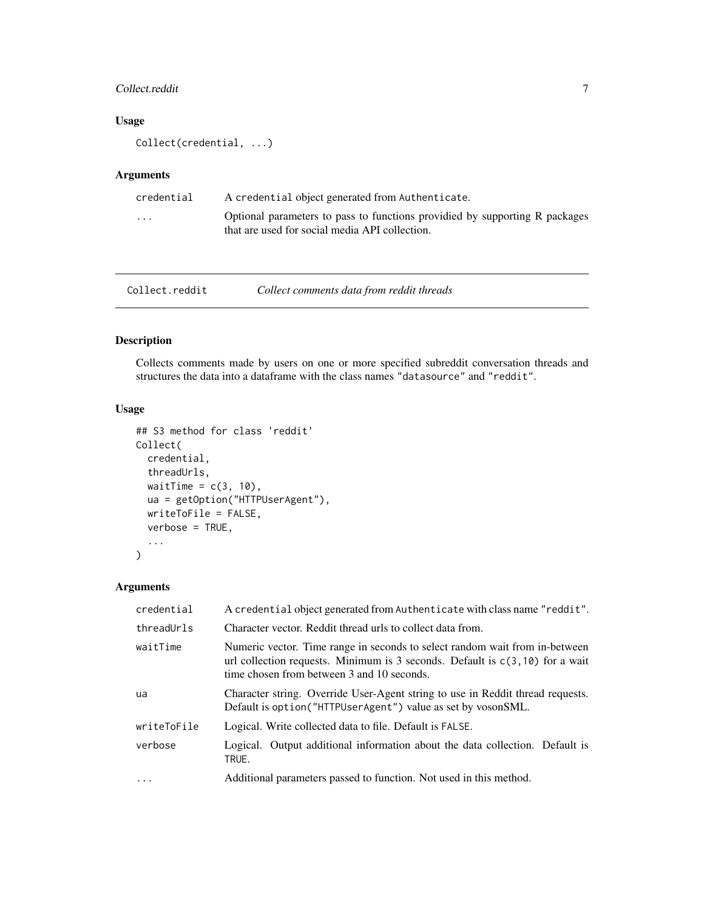## Usage

```
Collect(credential, ...)
```

## Arguments

| | |
|---|---|
| credential | A `credential` object generated from `Authenticate`. |
| ... | Optional parameters to pass to functions providied by supporting R packages that are used for social media API collection. |

---

# Collect.reddit — *Collect comments data from reddit threads*

## Description

Collects comments made by users on one or more specified subreddit conversation threads and structures the data into a dataframe with the class names `"datasource"` and `"reddit"`.

## Usage

```
## S3 method for class 'reddit'
Collect(
  credential,
  threadUrls,
  waitTime = c(3, 10),
  ua = getOption("HTTPUserAgent"),
  writeToFile = FALSE,
  verbose = TRUE,
  ...
)
```

## Arguments

| | |
|---|---|
| credential | A `credential` object generated from `Authenticate` with class name `"reddit"`. |
| threadUrls | Character vector. Reddit thread urls to collect data from. |
| waitTime | Numeric vector. Time range in seconds to select random wait from in-between url collection requests. Minimum is 3 seconds. Default is `c(3,10)` for a wait time chosen from between 3 and 10 seconds. |
| ua | Character string. Override User-Agent string to use in Reddit thread requests. Default is `option("HTTPUserAgent")` value as set by vosonSML. |
| writeToFile | Logical. Write collected data to file. Default is `FALSE`. |
| verbose | Logical. Output additional information about the data collection. Default is `TRUE`. |
| ... | Additional parameters passed to function. Not used in this method. |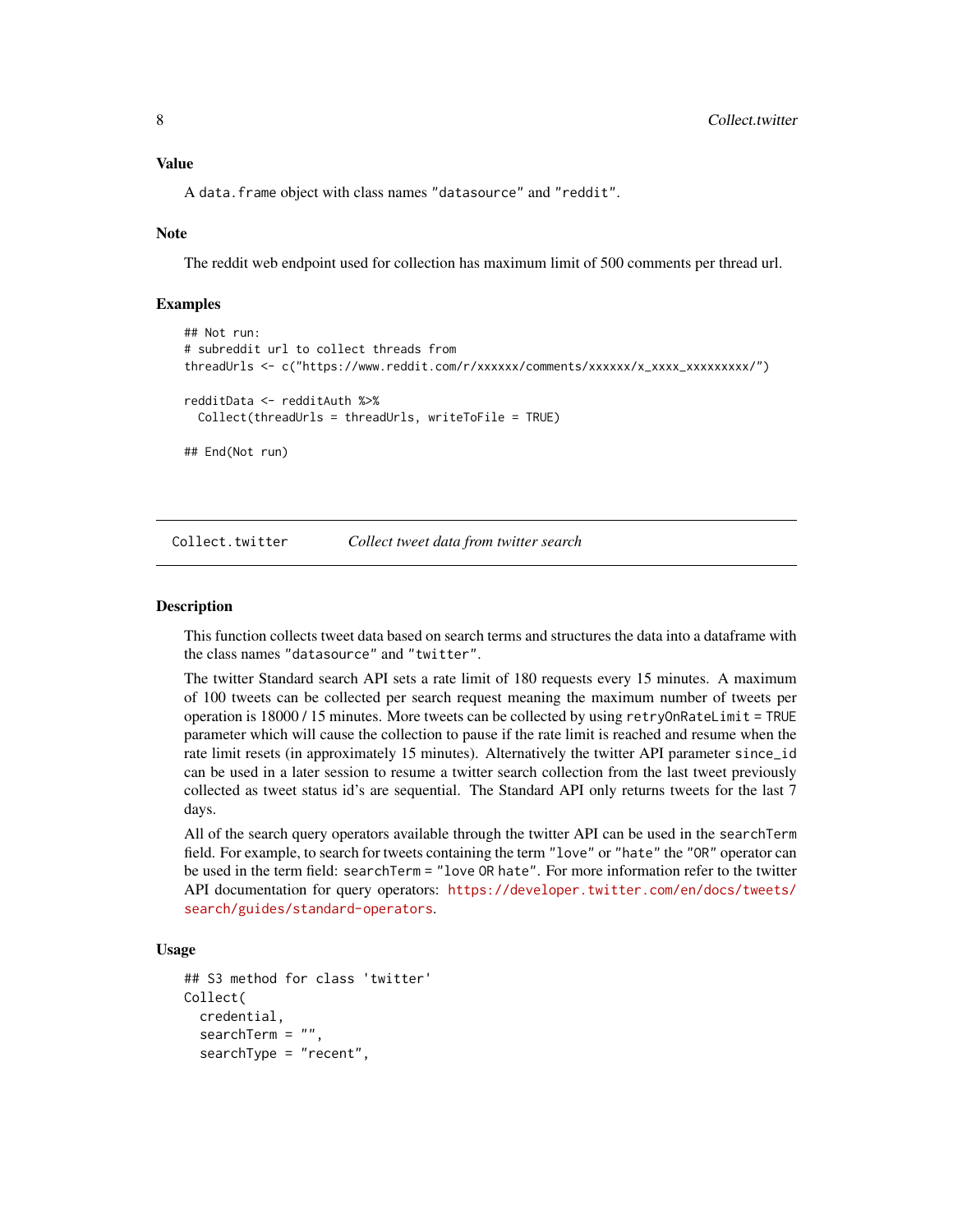### Value

A `data.frame` object with class names `"datasource"` and `"reddit"`.

### Note

The reddit web endpoint used for collection has maximum limit of 500 comments per thread url.

### Examples

```
## Not run:
# subreddit url to collect threads from
threadUrls <- c("https://www.reddit.com/r/xxxxxx/comments/xxxxxx/x_xxxx_xxxxxxxxx/")

redditData <- redditAuth %>%
  Collect(threadUrls = threadUrls, writeToFile = TRUE)

## End(Not run)
```

---

## `Collect.twitter` *Collect tweet data from twitter search*

---

### Description

This function collects tweet data based on search terms and structures the data into a dataframe with the class names `"datasource"` and `"twitter"`.

The twitter Standard search API sets a rate limit of 180 requests every 15 minutes. A maximum of 100 tweets can be collected per search request meaning the maximum number of tweets per operation is 18000 / 15 minutes. More tweets can be collected by using `retryOnRateLimit = TRUE` parameter which will cause the collection to pause if the rate limit is reached and resume when the rate limit resets (in approximately 15 minutes). Alternatively the twitter API parameter `since_id` can be used in a later session to resume a twitter search collection from the last tweet previously collected as tweet status id's are sequential. The Standard API only returns tweets for the last 7 days.

All of the search query operators available through the twitter API can be used in the `searchTerm` field. For example, to search for tweets containing the term `"love"` or `"hate"` the `"OR"` operator can be used in the term field: `searchTerm = "love OR hate"`. For more information refer to the twitter API documentation for query operators: https://developer.twitter.com/en/docs/tweets/search/guides/standard-operators.

### Usage

```
## S3 method for class 'twitter'
Collect(
  credential,
  searchTerm = "",
  searchType = "recent",
```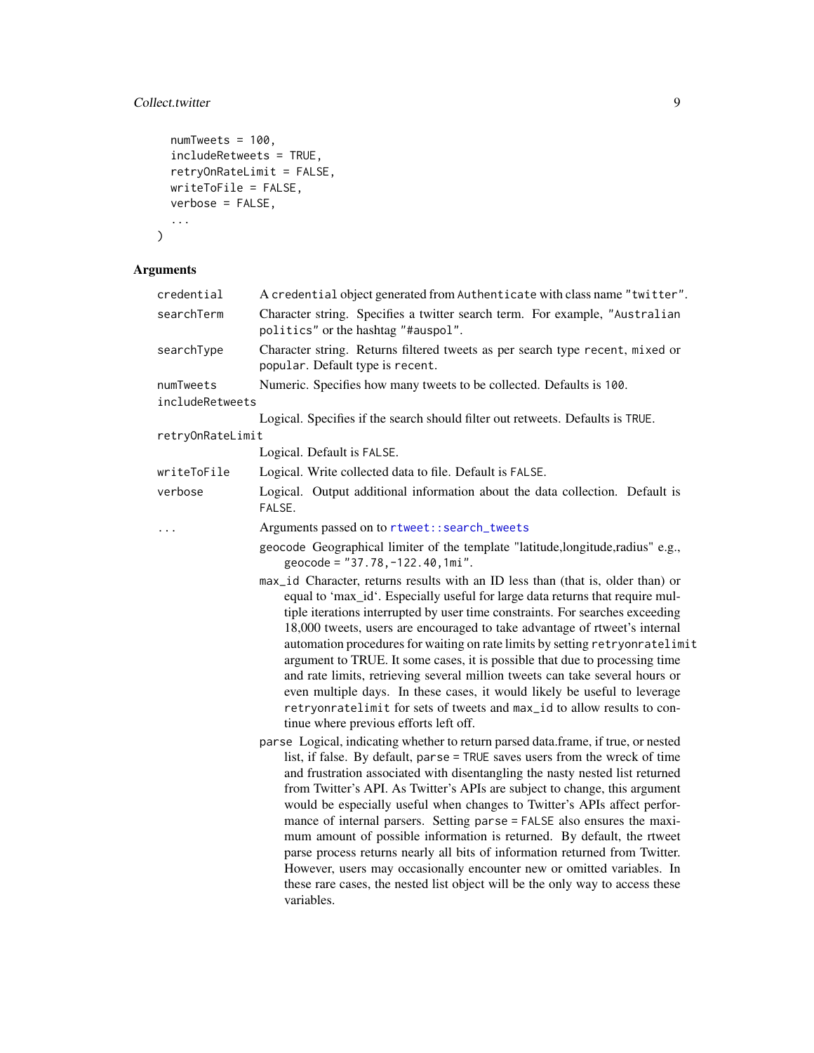```
  numTweets = 100,
  includeRetweets = TRUE,
  retryOnRateLimit = FALSE,
  writeToFile = FALSE,
  verbose = FALSE,
  ...
)
```

## Arguments

| Argument | Description |
|---|---|
| credential | A `credential` object generated from `Authenticate` with class name `"twitter"`. |
| searchTerm | Character string. Specifies a twitter search term. For example, `"Australian politics"` or the hashtag `"#auspol"`. |
| searchType | Character string. Returns filtered tweets as per search type `recent`, `mixed` or `popular`. Default type is `recent`. |
| numTweets | Numeric. Specifies how many tweets to be collected. Defaults is `100`. |
| includeRetweets | Logical. Specifies if the search should filter out retweets. Defaults is `TRUE`. |
| retryOnRateLimit | Logical. Default is `FALSE`. |
| writeToFile | Logical. Write collected data to file. Default is `FALSE`. |
| verbose | Logical. Output additional information about the data collection. Default is `FALSE`. |
| ... | Arguments passed on to `rtweet::search_tweets` |

`geocode` Geographical limiter of the template "latitude,longitude,radius" e.g., `geocode = "37.78,-122.40,1mi"`.

`max_id` Character, returns results with an ID less than (that is, older than) or equal to 'max_id'. Especially useful for large data returns that require multiple iterations interrupted by user time constraints. For searches exceeding 18,000 tweets, users are encouraged to take advantage of rtweet's internal automation procedures for waiting on rate limits by setting `retryonratelimit` argument to TRUE. It some cases, it is possible that due to processing time and rate limits, retrieving several million tweets can take several hours or even multiple days. In these cases, it would likely be useful to leverage `retryonratelimit` for sets of tweets and `max_id` to allow results to continue where previous efforts left off.

`parse` Logical, indicating whether to return parsed data.frame, if true, or nested list, if false. By default, `parse = TRUE` saves users from the wreck of time and frustration associated with disentangling the nasty nested list returned from Twitter's API. As Twitter's APIs are subject to change, this argument would be especially useful when changes to Twitter's APIs affect performance of internal parsers. Setting `parse = FALSE` also ensures the maximum amount of possible information is returned. By default, the rtweet parse process returns nearly all bits of information returned from Twitter. However, users may occasionally encounter new or omitted variables. In these rare cases, the nested list object will be the only way to access these variables.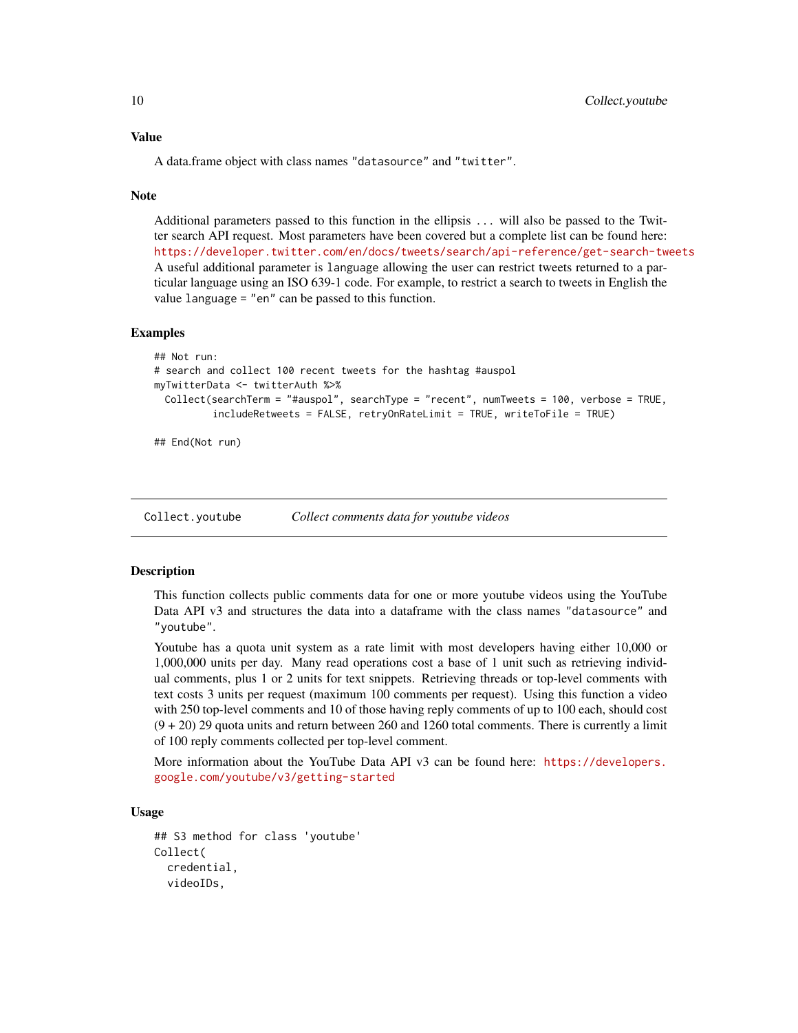### Value

A data.frame object with class names "datasource" and "twitter".

### Note

Additional parameters passed to this function in the ellipsis ... will also be passed to the Twitter search API request. Most parameters have been covered but a complete list can be found here: https://developer.twitter.com/en/docs/tweets/search/api-reference/get-search-tweets
A useful additional parameter is language allowing the user can restrict tweets returned to a particular language using an ISO 639-1 code. For example, to restrict a search to tweets in English the value language = "en" can be passed to this function.

### Examples

```
## Not run:
# search and collect 100 recent tweets for the hashtag #auspol
myTwitterData <- twitterAuth %>%
  Collect(searchTerm = "#auspol", searchType = "recent", numTweets = 100, verbose = TRUE,
          includeRetweets = FALSE, retryOnRateLimit = TRUE, writeToFile = TRUE)

## End(Not run)
```

## Collect.youtube — *Collect comments data for youtube videos*

### Description

This function collects public comments data for one or more youtube videos using the YouTube Data API v3 and structures the data into a dataframe with the class names "datasource" and "youtube".

Youtube has a quota unit system as a rate limit with most developers having either 10,000 or 1,000,000 units per day. Many read operations cost a base of 1 unit such as retrieving individual comments, plus 1 or 2 units for text snippets. Retrieving threads or top-level comments with text costs 3 units per request (maximum 100 comments per request). Using this function a video with 250 top-level comments and 10 of those having reply comments of up to 100 each, should cost (9 + 20) 29 quota units and return between 260 and 1260 total comments. There is currently a limit of 100 reply comments collected per top-level comment.

More information about the YouTube Data API v3 can be found here: https://developers.google.com/youtube/v3/getting-started

### Usage

```
## S3 method for class 'youtube'
Collect(
  credential,
  videoIDs,
```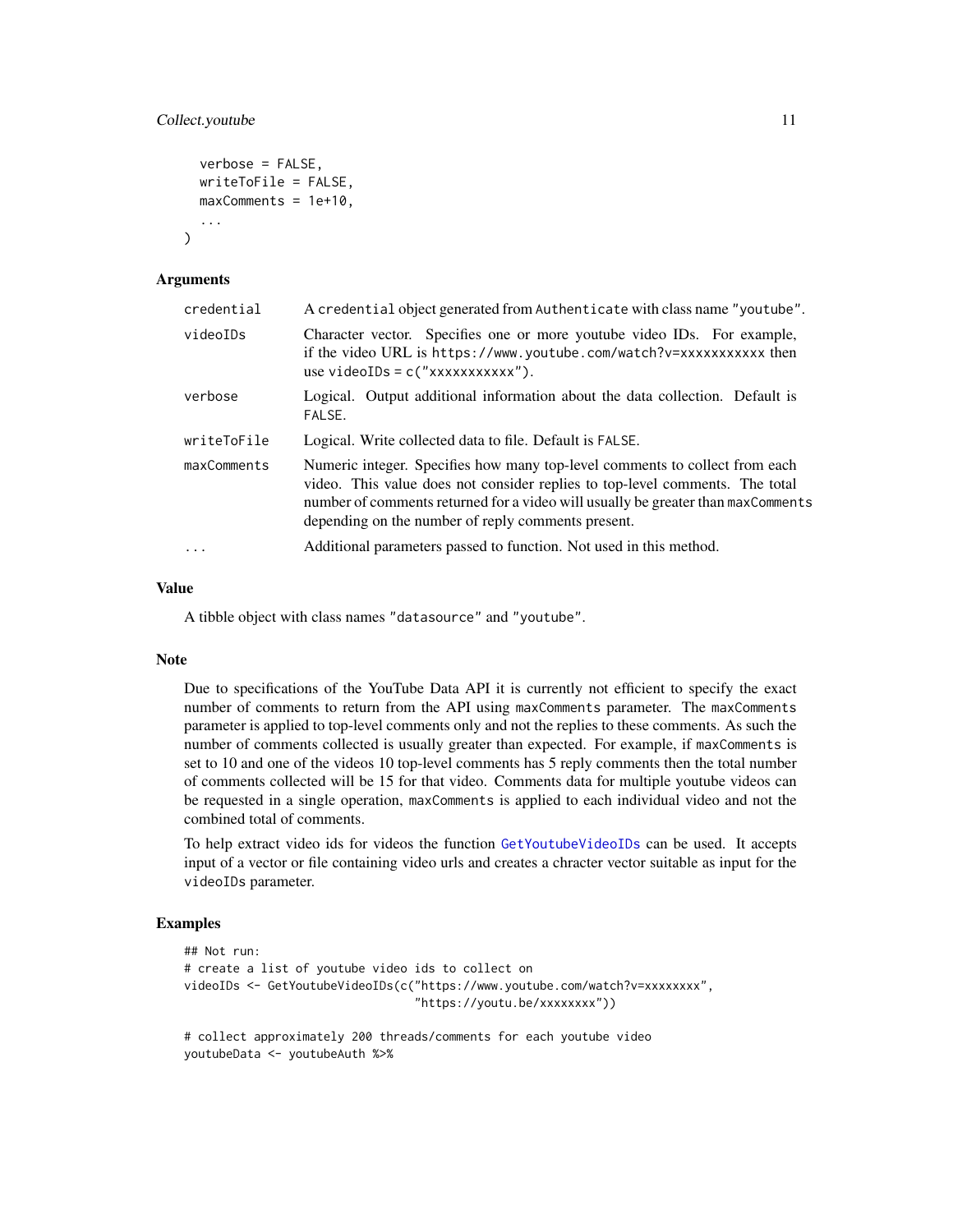```
  verbose = FALSE,
  writeToFile = FALSE,
  maxComments = 1e+10,
  ...
)
```

## Arguments

| Argument | Description |
| --- | --- |
| credential | A `credential` object generated from `Authenticate` with class name `"youtube"`. |
| videoIDs | Character vector. Specifies one or more youtube video IDs. For example, if the video URL is `https://www.youtube.com/watch?v=xxxxxxxxxxx` then use `videoIDs = c("xxxxxxxxxxx")`. |
| verbose | Logical. Output additional information about the data collection. Default is `FALSE`. |
| writeToFile | Logical. Write collected data to file. Default is `FALSE`. |
| maxComments | Numeric integer. Specifies how many top-level comments to collect from each video. This value does not consider replies to top-level comments. The total number of comments returned for a video will usually be greater than `maxComments` depending on the number of reply comments present. |
| ... | Additional parameters passed to function. Not used in this method. |

## Value

A tibble object with class names `"datasource"` and `"youtube"`.

## Note

Due to specifications of the YouTube Data API it is currently not efficient to specify the exact number of comments to return from the API using `maxComments` parameter. The `maxComments` parameter is applied to top-level comments only and not the replies to these comments. As such the number of comments collected is usually greater than expected. For example, if `maxComments` is set to 10 and one of the videos 10 top-level comments has 5 reply comments then the total number of comments collected will be 15 for that video. Comments data for multiple youtube videos can be requested in a single operation, `maxComments` is applied to each individual video and not the combined total of comments.

To help extract video ids for videos the function `GetYoutubeVideoIDs` can be used. It accepts input of a vector or file containing video urls and creates a chracter vector suitable as input for the `videoIDs` parameter.

## Examples

```
## Not run:
# create a list of youtube video ids to collect on
videoIDs <- GetYoutubeVideoIDs(c("https://www.youtube.com/watch?v=xxxxxxxx",
                                 "https://youtu.be/xxxxxxxx"))

# collect approximately 200 threads/comments for each youtube video
youtubeData <- youtubeAuth %>%
```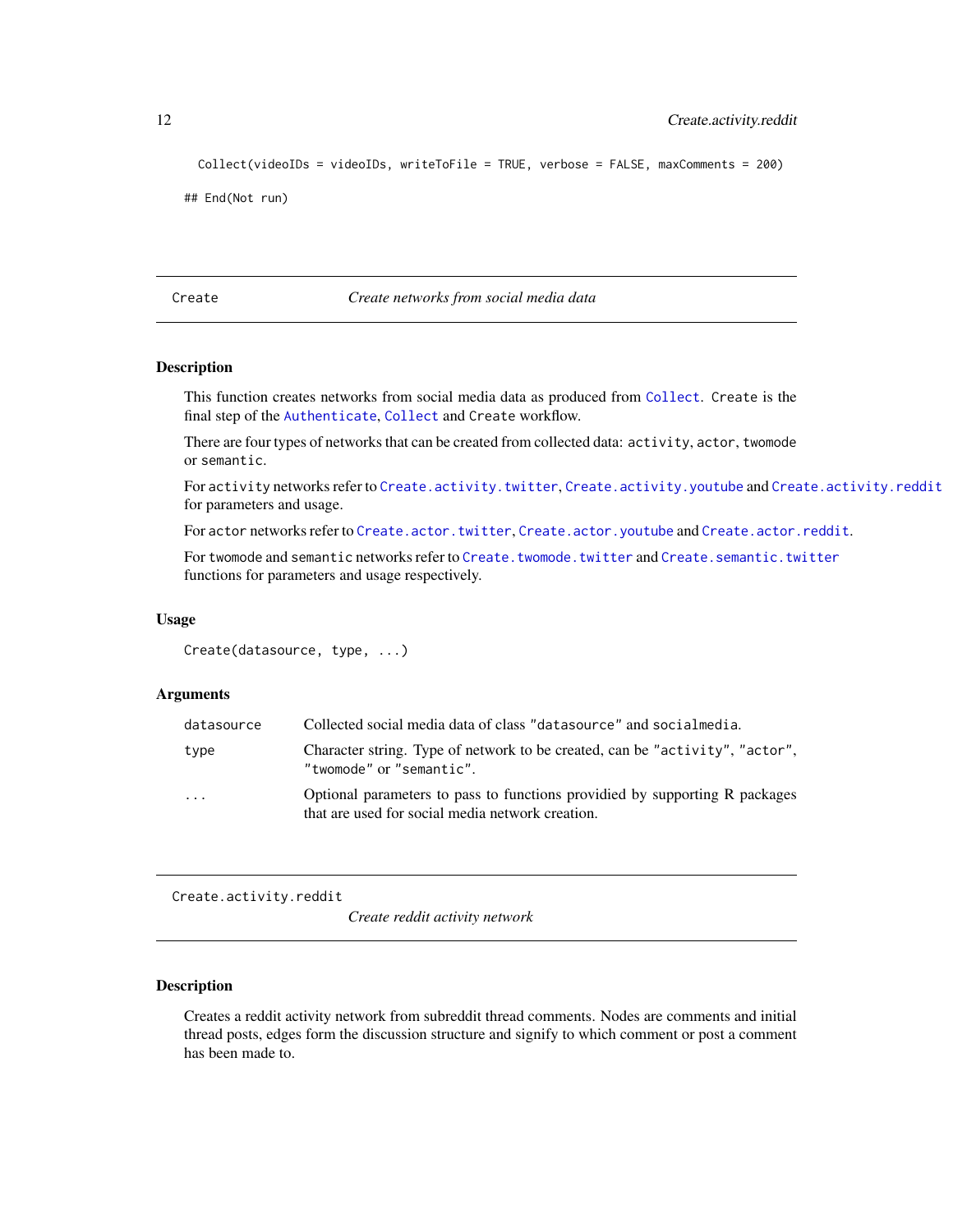```
  Collect(videoIDs = videoIDs, writeToFile = TRUE, verbose = FALSE, maxComments = 200)

## End(Not run)
```

## Create — *Create networks from social media data*

### Description

This function creates networks from social media data as produced from `Collect`. `Create` is the final step of the `Authenticate`, `Collect` and `Create` workflow.

There are four types of networks that can be created from collected data: `activity`, `actor`, `twomode` or `semantic`.

For `activity` networks refer to `Create.activity.twitter`, `Create.activity.youtube` and `Create.activity.reddit` for parameters and usage.

For `actor` networks refer to `Create.actor.twitter`, `Create.actor.youtube` and `Create.actor.reddit`.

For `twomode` and `semantic` networks refer to `Create.twomode.twitter` and `Create.semantic.twitter` functions for parameters and usage respectively.

### Usage

```
Create(datasource, type, ...)
```

### Arguments

| | |
|---|---|
| `datasource` | Collected social media data of class "`datasource`" and `socialmedia`. |
| `type` | Character string. Type of network to be created, can be "`activity`", "`actor`", "`twomode`" or "`semantic`". |
| `...` | Optional parameters to pass to functions providied by supporting R packages that are used for social media network creation. |

## Create.activity.reddit — *Create reddit activity network*

### Description

Creates a reddit activity network from subreddit thread comments. Nodes are comments and initial thread posts, edges form the discussion structure and signify to which comment or post a comment has been made to.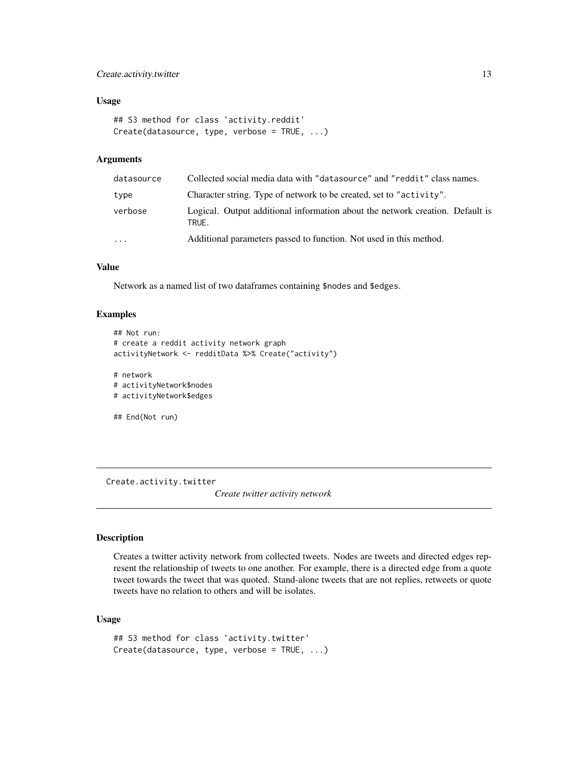### Usage

```
## S3 method for class 'activity.reddit'
Create(datasource, type, verbose = TRUE, ...)
```

### Arguments

| | |
|---|---|
| datasource | Collected social media data with "datasource" and "reddit" class names. |
| type | Character string. Type of network to be created, set to "activity". |
| verbose | Logical. Output additional information about the network creation. Default is TRUE. |
| ... | Additional parameters passed to function. Not used in this method. |

### Value

Network as a named list of two dataframes containing $nodes and $edges.

### Examples

```
## Not run:
# create a reddit activity network graph
activityNetwork <- redditData %>% Create("activity")

# network
# activityNetwork$nodes
# activityNetwork$edges

## End(Not run)
```

---

## Create.activity.twitter

*Create twitter activity network*

---

### Description

Creates a twitter activity network from collected tweets. Nodes are tweets and directed edges represent the relationship of tweets to one another. For example, there is a directed edge from a quote tweet towards the tweet that was quoted. Stand-alone tweets that are not replies, retweets or quote tweets have no relation to others and will be isolates.

### Usage

```
## S3 method for class 'activity.twitter'
Create(datasource, type, verbose = TRUE, ...)
```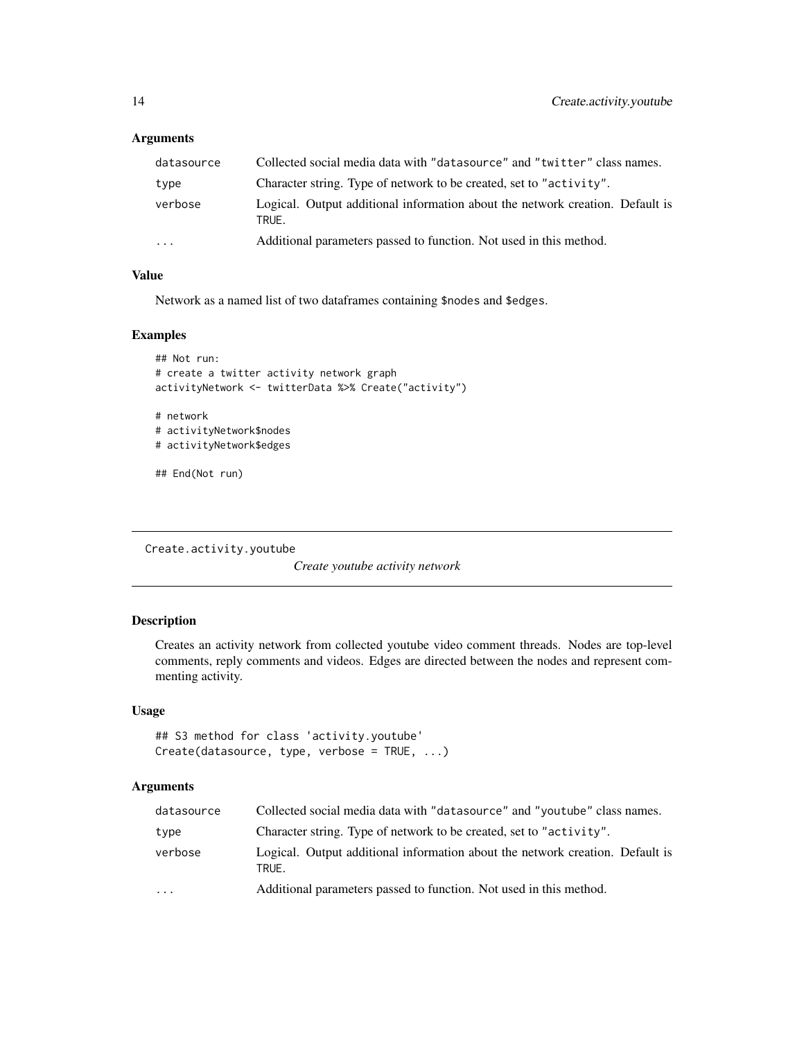## Arguments

| | |
|---|---|
| datasource | Collected social media data with "datasource" and "twitter" class names. |
| type | Character string. Type of network to be created, set to "activity". |
| verbose | Logical. Output additional information about the network creation. Default is TRUE. |
| ... | Additional parameters passed to function. Not used in this method. |

## Value

Network as a named list of two dataframes containing $nodes and $edges.

## Examples

```
## Not run:
# create a twitter activity network graph
activityNetwork <- twitterData %>% Create("activity")

# network
# activityNetwork$nodes
# activityNetwork$edges

## End(Not run)
```

---

# Create.activity.youtube

*Create youtube activity network*

## Description

Creates an activity network from collected youtube video comment threads. Nodes are top-level comments, reply comments and videos. Edges are directed between the nodes and represent commenting activity.

## Usage

```
## S3 method for class 'activity.youtube'
Create(datasource, type, verbose = TRUE, ...)
```

## Arguments

| | |
|---|---|
| datasource | Collected social media data with "datasource" and "youtube" class names. |
| type | Character string. Type of network to be created, set to "activity". |
| verbose | Logical. Output additional information about the network creation. Default is TRUE. |
| ... | Additional parameters passed to function. Not used in this method. |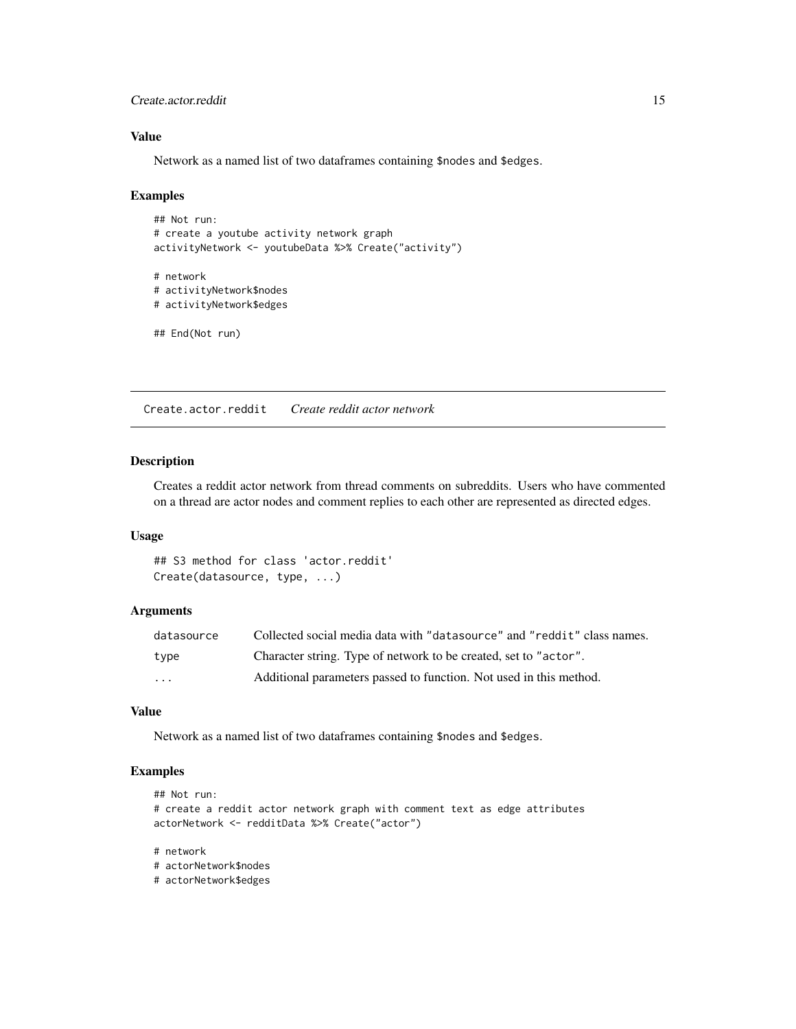### Value

Network as a named list of two dataframes containing `$nodes` and `$edges`.

### Examples

```
## Not run:
# create a youtube activity network graph
activityNetwork <- youtubeData %>% Create("activity")

# network
# activityNetwork$nodes
# activityNetwork$edges

## End(Not run)
```

---

## Create.actor.reddit    *Create reddit actor network*

---

### Description

Creates a reddit actor network from thread comments on subreddits. Users who have commented on a thread are actor nodes and comment replies to each other are represented as directed edges.

### Usage

```
## S3 method for class 'actor.reddit'
Create(datasource, type, ...)
```

### Arguments

| | |
|---|---|
| datasource | Collected social media data with "datasource" and "reddit" class names. |
| type | Character string. Type of network to be created, set to "actor". |
| ... | Additional parameters passed to function. Not used in this method. |

### Value

Network as a named list of two dataframes containing `$nodes` and `$edges`.

### Examples

```
## Not run:
# create a reddit actor network graph with comment text as edge attributes
actorNetwork <- redditData %>% Create("actor")

# network
# actorNetwork$nodes
# actorNetwork$edges
```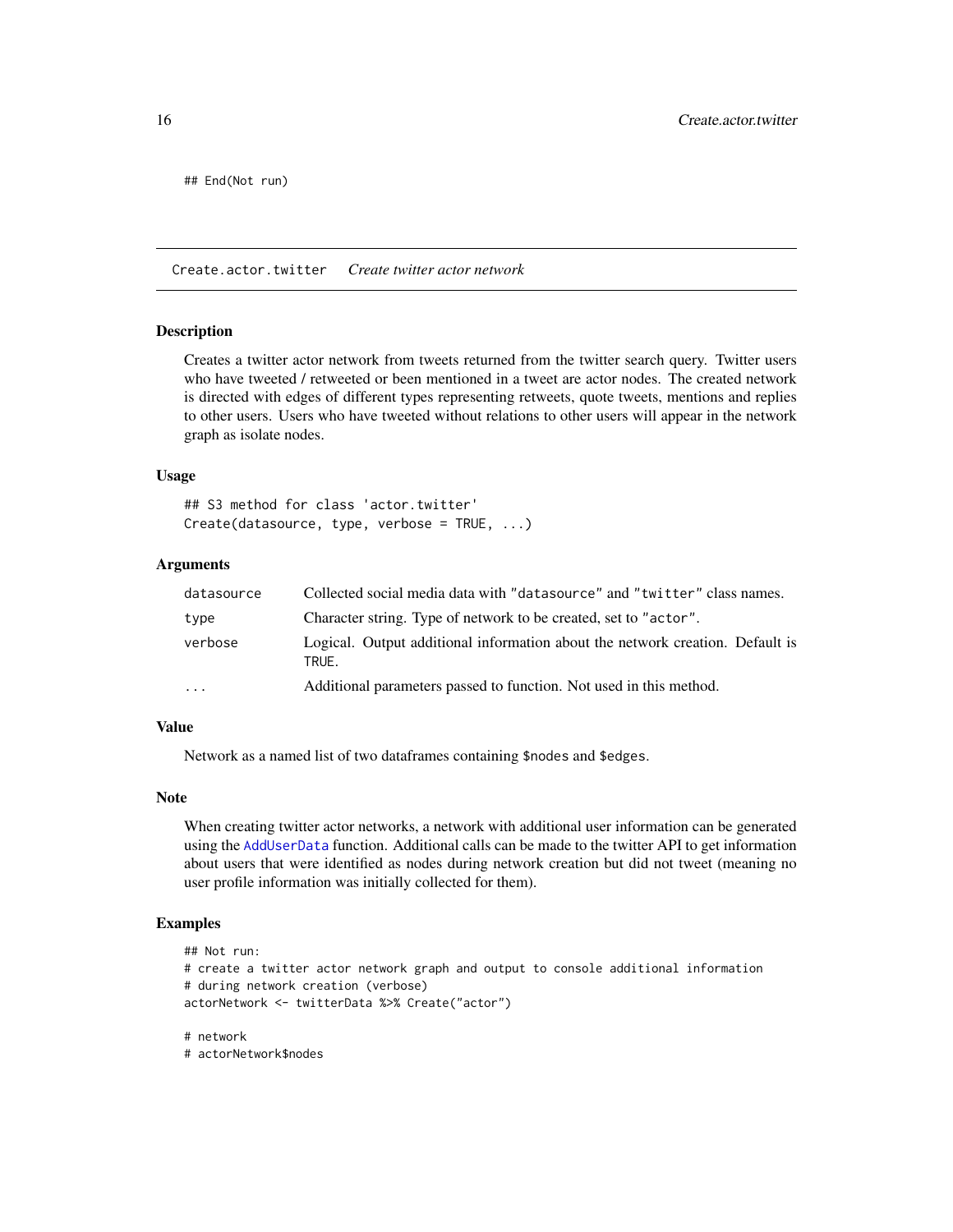```
## End(Not run)
```

## Create.actor.twitter *Create twitter actor network*

### Description

Creates a twitter actor network from tweets returned from the twitter search query. Twitter users who have tweeted / retweeted or been mentioned in a tweet are actor nodes. The created network is directed with edges of different types representing retweets, quote tweets, mentions and replies to other users. Users who have tweeted without relations to other users will appear in the network graph as isolate nodes.

### Usage

```
## S3 method for class 'actor.twitter'
Create(datasource, type, verbose = TRUE, ...)
```

### Arguments

| | |
|---|---|
| `datasource` | Collected social media data with `"datasource"` and `"twitter"` class names. |
| `type` | Character string. Type of network to be created, set to `"actor"`. |
| `verbose` | Logical. Output additional information about the network creation. Default is `TRUE`. |
| `...` | Additional parameters passed to function. Not used in this method. |

### Value

Network as a named list of two dataframes containing `$nodes` and `$edges`.

### Note

When creating twitter actor networks, a network with additional user information can be generated using the `AddUserData` function. Additional calls can be made to the twitter API to get information about users that were identified as nodes during network creation but did not tweet (meaning no user profile information was initially collected for them).

### Examples

```
## Not run:
# create a twitter actor network graph and output to console additional information
# during network creation (verbose)
actorNetwork <- twitterData %>% Create("actor")

# network
# actorNetwork$nodes
```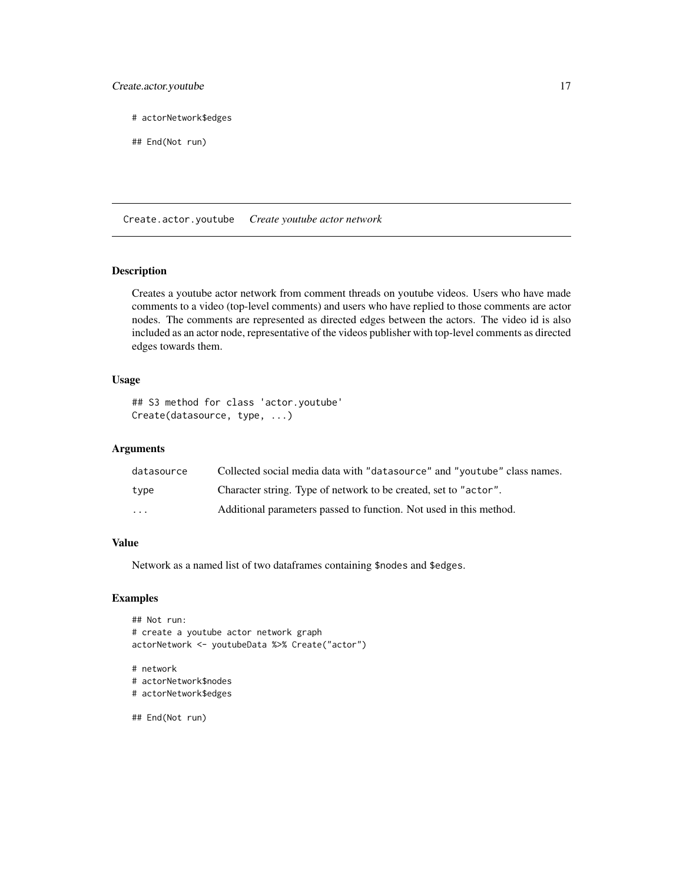```
# actorNetwork$edges

## End(Not run)
```

## Create.actor.youtube *Create youtube actor network*

### Description

Creates a youtube actor network from comment threads on youtube videos. Users who have made comments to a video (top-level comments) and users who have replied to those comments are actor nodes. The comments are represented as directed edges between the actors. The video id is also included as an actor node, representative of the videos publisher with top-level comments as directed edges towards them.

### Usage

```
## S3 method for class 'actor.youtube'
Create(datasource, type, ...)
```

### Arguments

| | |
|---|---|
| `datasource` | Collected social media data with `"datasource"` and `"youtube"` class names. |
| `type` | Character string. Type of network to be created, set to `"actor"`. |
| `...` | Additional parameters passed to function. Not used in this method. |

### Value

Network as a named list of two dataframes containing `$nodes` and `$edges`.

### Examples

```
## Not run:
# create a youtube actor network graph
actorNetwork <- youtubeData %>% Create("actor")

# network
# actorNetwork$nodes
# actorNetwork$edges

## End(Not run)
```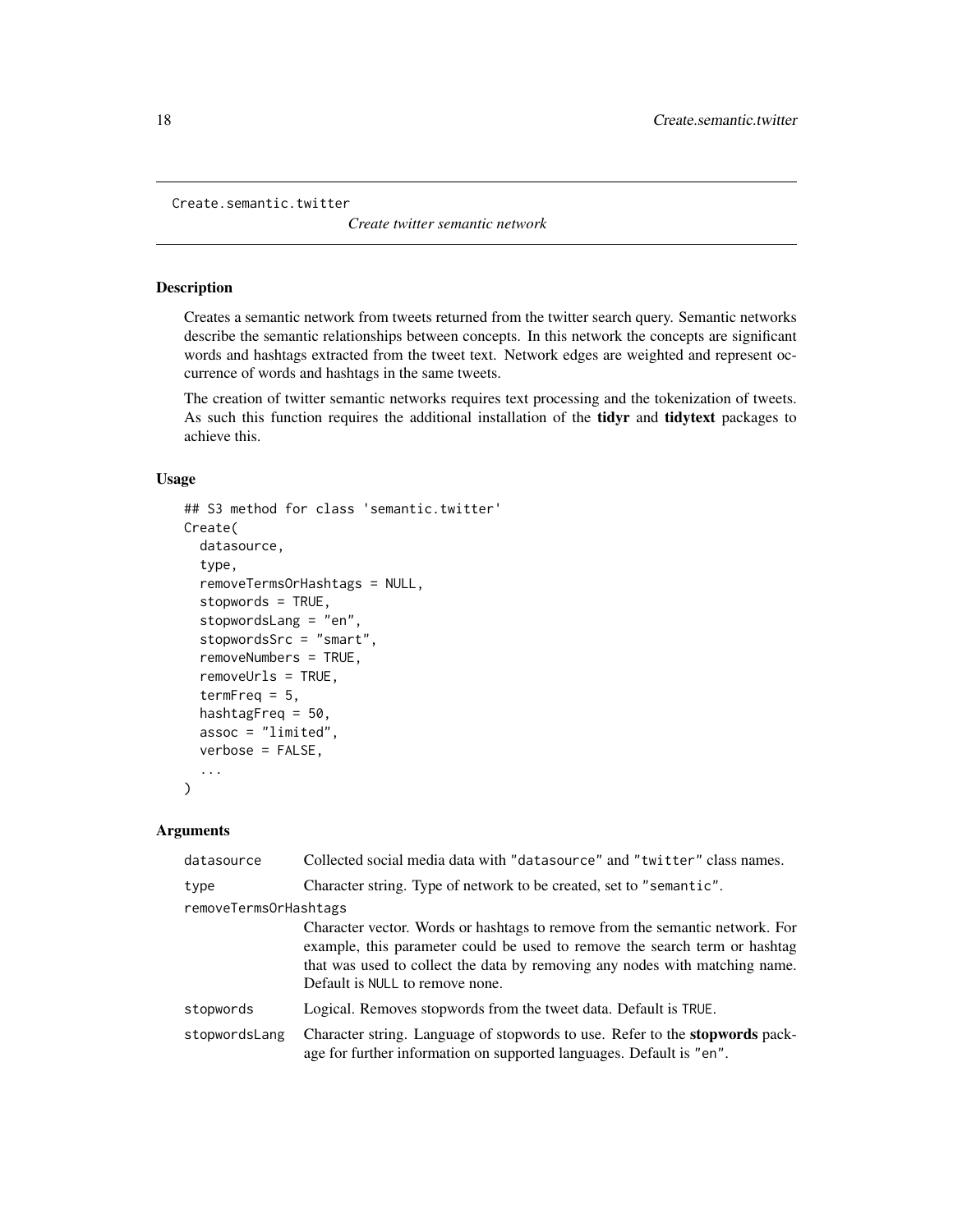`Create.semantic.twitter` — *Create twitter semantic network*

## Description

Creates a semantic network from tweets returned from the twitter search query. Semantic networks describe the semantic relationships between concepts. In this network the concepts are significant words and hashtags extracted from the tweet text. Network edges are weighted and represent occurrence of words and hashtags in the same tweets.

The creation of twitter semantic networks requires text processing and the tokenization of tweets. As such this function requires the additional installation of the **tidyr** and **tidytext** packages to achieve this.

## Usage

```
## S3 method for class 'semantic.twitter'
Create(
  datasource,
  type,
  removeTermsOrHashtags = NULL,
  stopwords = TRUE,
  stopwordsLang = "en",
  stopwordsSrc = "smart",
  removeNumbers = TRUE,
  removeUrls = TRUE,
  termFreq = 5,
  hashtagFreq = 50,
  assoc = "limited",
  verbose = FALSE,
  ...
)
```

## Arguments

| Argument | Description |
|---|---|
| `datasource` | Collected social media data with `"datasource"` and `"twitter"` class names. |
| `type` | Character string. Type of network to be created, set to `"semantic"`. |
| `removeTermsOrHashtags` | Character vector. Words or hashtags to remove from the semantic network. For example, this parameter could be used to remove the search term or hashtag that was used to collect the data by removing any nodes with matching name. Default is `NULL` to remove none. |
| `stopwords` | Logical. Removes stopwords from the tweet data. Default is `TRUE`. |
| `stopwordsLang` | Character string. Language of stopwords to use. Refer to the **stopwords** package for further information on supported languages. Default is `"en"`. |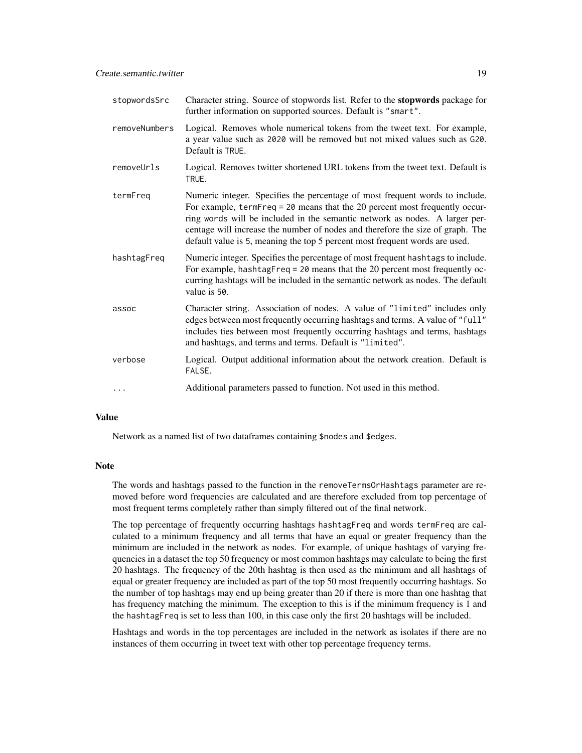| | |
|---|---|
| `stopwordsSrc` | Character string. Source of stopwords list. Refer to the **stopwords** package for further information on supported sources. Default is `"smart"`. |
| `removeNumbers` | Logical. Removes whole numerical tokens from the tweet text. For example, a year value such as `2020` will be removed but not mixed values such as `G20`. Default is `TRUE`. |
| `removeUrls` | Logical. Removes twitter shortened URL tokens from the tweet text. Default is `TRUE`. |
| `termFreq` | Numeric integer. Specifies the percentage of most frequent words to include. For example, `termFreq = 20` means that the 20 percent most frequently occurring `words` will be included in the semantic network as nodes. A larger percentage will increase the number of nodes and therefore the size of graph. The default value is 5, meaning the top 5 percent most frequent words are used. |
| `hashtagFreq` | Numeric integer. Specifies the percentage of most frequent `hashtags` to include. For example, `hashtagFreq = 20` means that the 20 percent most frequently occurring hashtags will be included in the semantic network as nodes. The default value is `50`. |
| `assoc` | Character string. Association of nodes. A value of `"limited"` includes only edges between most frequently occurring hashtags and terms. A value of `"full"` includes ties between most frequently occurring hashtags and terms, hashtags and hashtags, and terms and terms. Default is `"limited"`. |
| `verbose` | Logical. Output additional information about the network creation. Default is `FALSE`. |
| `...` | Additional parameters passed to function. Not used in this method. |

## Value

Network as a named list of two dataframes containing `$nodes` and `$edges`.

## Note

The words and hashtags passed to the function in the `removeTermsOrHashtags` parameter are removed before word frequencies are calculated and are therefore excluded from top percentage of most frequent terms completely rather than simply filtered out of the final network.

The top percentage of frequently occurring hashtags `hashtagFreq` and words `termFreq` are calculated to a minimum frequency and all terms that have an equal or greater frequency than the minimum are included in the network as nodes. For example, of unique hashtags of varying frequencies in a dataset the top 50 frequency or most common hashtags may calculate to being the first 20 hashtags. The frequency of the 20th hashtag is then used as the minimum and all hashtags of equal or greater frequency are included as part of the top 50 most frequently occurring hashtags. So the number of top hashtags may end up being greater than 20 if there is more than one hashtag that has frequency matching the minimum. The exception to this is if the minimum frequency is 1 and the `hashtagFreq` is set to less than 100, in this case only the first 20 hashtags will be included.

Hashtags and words in the top percentages are included in the network as isolates if there are no instances of them occurring in tweet text with other top percentage frequency terms.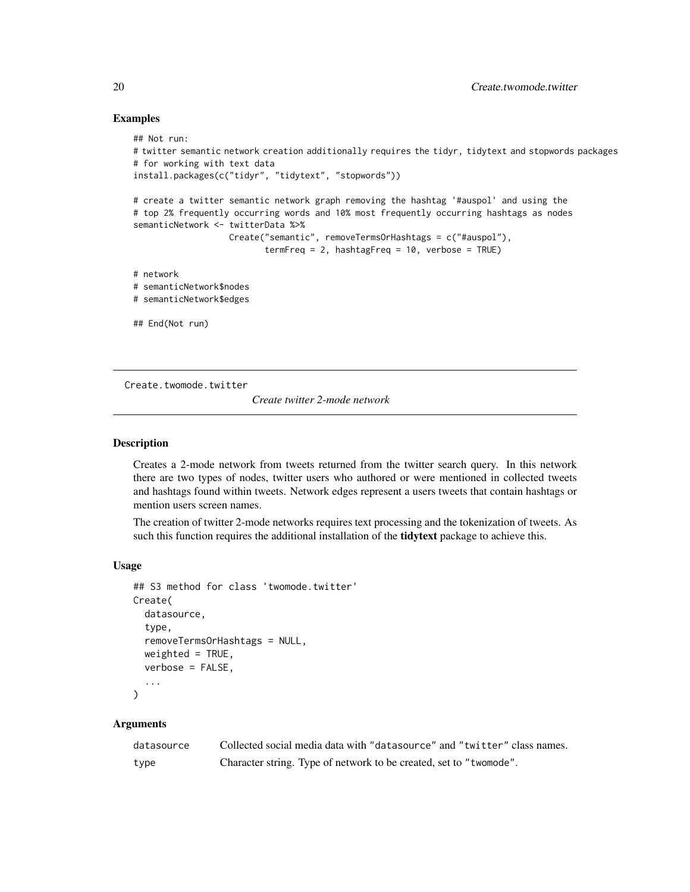### Examples

```
## Not run:
# twitter semantic network creation additionally requires the tidyr, tidytext and stopwords packages
# for working with text data
install.packages(c("tidyr", "tidytext", "stopwords"))

# create a twitter semantic network graph removing the hashtag '#auspol' and using the
# top 2% frequently occurring words and 10% most frequently occurring hashtags as nodes
semanticNetwork <- twitterData %>%
                   Create("semantic", removeTermsOrHashtags = c("#auspol"),
                          termFreq = 2, hashtagFreq = 10, verbose = TRUE)

# network
# semanticNetwork$nodes
# semanticNetwork$edges

## End(Not run)
```

---

## Create.twomode.twitter

*Create twitter 2-mode network*

---

### Description

Creates a 2-mode network from tweets returned from the twitter search query. In this network there are two types of nodes, twitter users who authored or were mentioned in collected tweets and hashtags found within tweets. Network edges represent a users tweets that contain hashtags or mention users screen names.

The creation of twitter 2-mode networks requires text processing and the tokenization of tweets. As such this function requires the additional installation of the **tidytext** package to achieve this.

### Usage

```
## S3 method for class 'twomode.twitter'
Create(
  datasource,
  type,
  removeTermsOrHashtags = NULL,
  weighted = TRUE,
  verbose = FALSE,
  ...
)
```

### Arguments

| | |
|---|---|
| datasource | Collected social media data with "datasource" and "twitter" class names. |
| type | Character string. Type of network to be created, set to "twomode". |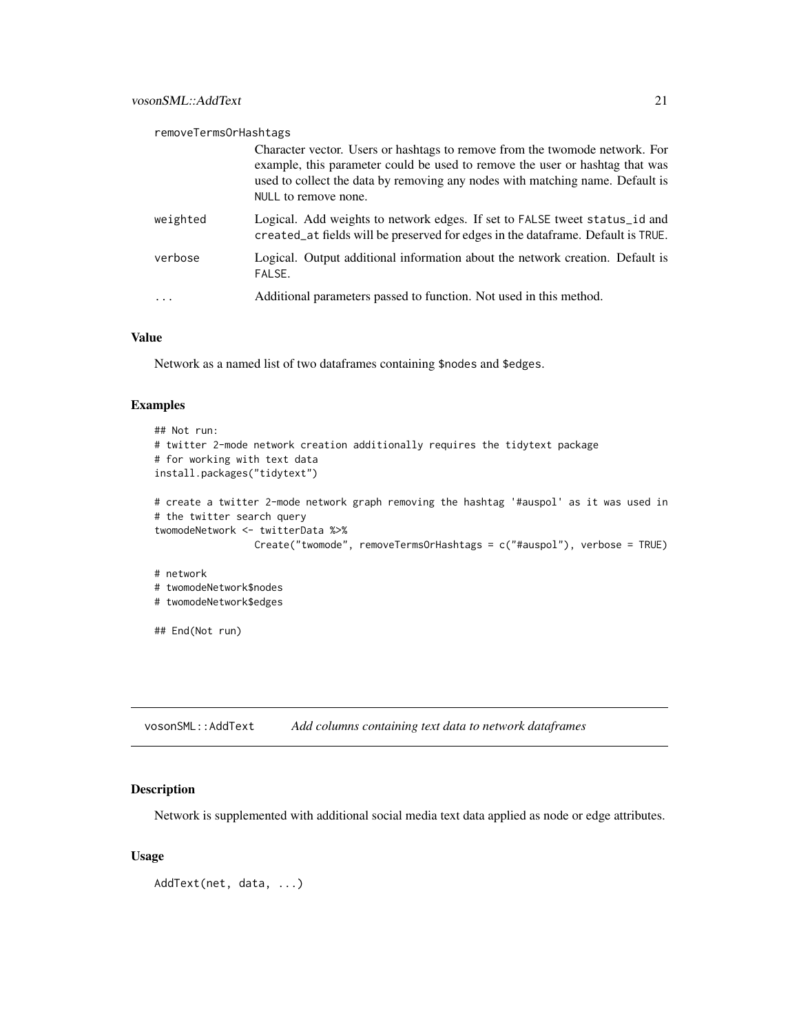| | |
|---|---|
| removeTermsOrHashtags | Character vector. Users or hashtags to remove from the twomode network. For example, this parameter could be used to remove the user or hashtag that was used to collect the data by removing any nodes with matching name. Default is NULL to remove none. |
| weighted | Logical. Add weights to network edges. If set to FALSE tweet status_id and created_at fields will be preserved for edges in the dataframe. Default is TRUE. |
| verbose | Logical. Output additional information about the network creation. Default is FALSE. |
| ... | Additional parameters passed to function. Not used in this method. |

### Value

Network as a named list of two dataframes containing $nodes and $edges.

### Examples

```
## Not run:
# twitter 2-mode network creation additionally requires the tidytext package
# for working with text data
install.packages("tidytext")

# create a twitter 2-mode network graph removing the hashtag '#auspol' as it was used in
# the twitter search query
twomodeNetwork <- twitterData %>%
                  Create("twomode", removeTermsOrHashtags = c("#auspol"), verbose = TRUE)

# network
# twomodeNetwork$nodes
# twomodeNetwork$edges

## End(Not run)
```

---

## vosonSML::AddText &emsp; *Add columns containing text data to network dataframes*

### Description

Network is supplemented with additional social media text data applied as node or edge attributes.

### Usage

```
AddText(net, data, ...)
```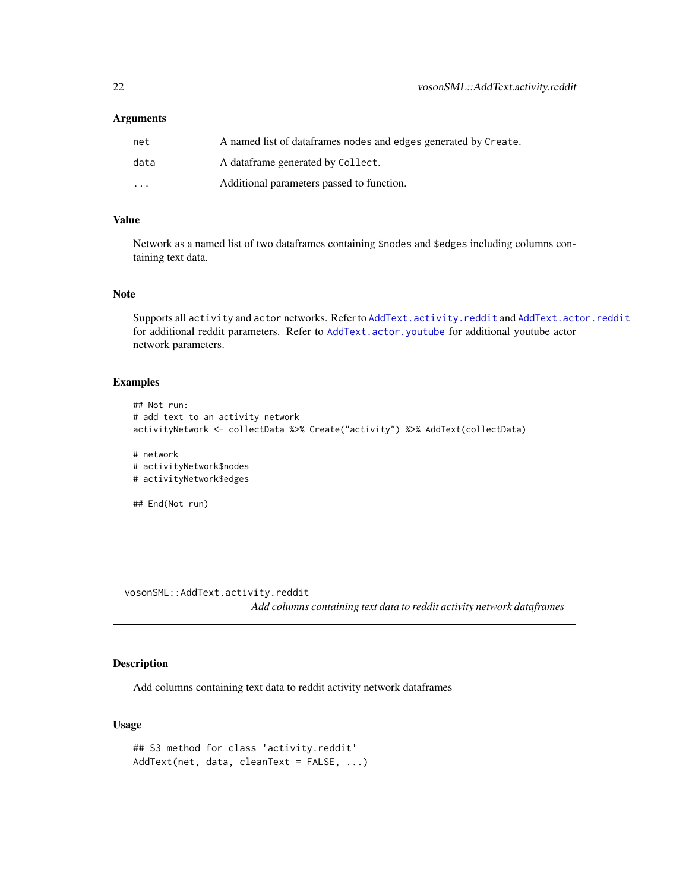### Arguments

| | |
|---|---|
| `net` | A named list of dataframes `nodes` and `edges` generated by `Create`. |
| `data` | A dataframe generated by `Collect`. |
| `...` | Additional parameters passed to function. |

### Value

Network as a named list of two dataframes containing `$nodes` and `$edges` including columns containing text data.

### Note

Supports all `activity` and `actor` networks. Refer to `AddText.activity.reddit` and `AddText.actor.reddit` for additional reddit parameters. Refer to `AddText.actor.youtube` for additional youtube actor network parameters.

### Examples

```
## Not run:
# add text to an activity network
activityNetwork <- collectData %>% Create("activity") %>% AddText(collectData)

# network
# activityNetwork$nodes
# activityNetwork$edges

## End(Not run)
```

---

## vosonSML::AddText.activity.reddit

*Add columns containing text data to reddit activity network dataframes*

---

### Description

Add columns containing text data to reddit activity network dataframes

### Usage

```
## S3 method for class 'activity.reddit'
AddText(net, data, cleanText = FALSE, ...)
```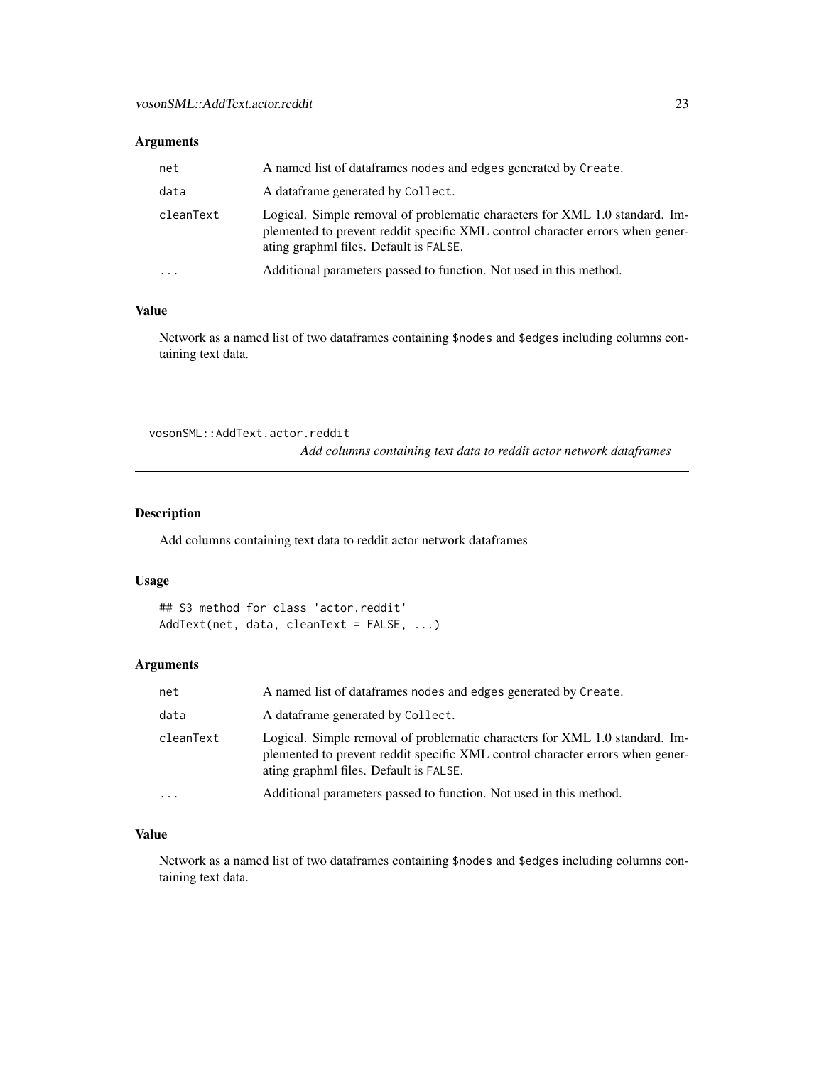### Arguments

| | |
|---|---|
| net | A named list of dataframes nodes and edges generated by Create. |
| data | A dataframe generated by Collect. |
| cleanText | Logical. Simple removal of problematic characters for XML 1.0 standard. Implemented to prevent reddit specific XML control character errors when generating graphml files. Default is FALSE. |
| ... | Additional parameters passed to function. Not used in this method. |

### Value

Network as a named list of two dataframes containing $nodes and $edges including columns containing text data.

---

## vosonSML::AddText.actor.reddit

*Add columns containing text data to reddit actor network dataframes*

---

### Description

Add columns containing text data to reddit actor network dataframes

### Usage

```
## S3 method for class 'actor.reddit'
AddText(net, data, cleanText = FALSE, ...)
```

### Arguments

| | |
|---|---|
| net | A named list of dataframes nodes and edges generated by Create. |
| data | A dataframe generated by Collect. |
| cleanText | Logical. Simple removal of problematic characters for XML 1.0 standard. Implemented to prevent reddit specific XML control character errors when generating graphml files. Default is FALSE. |
| ... | Additional parameters passed to function. Not used in this method. |

### Value

Network as a named list of two dataframes containing $nodes and $edges including columns containing text data.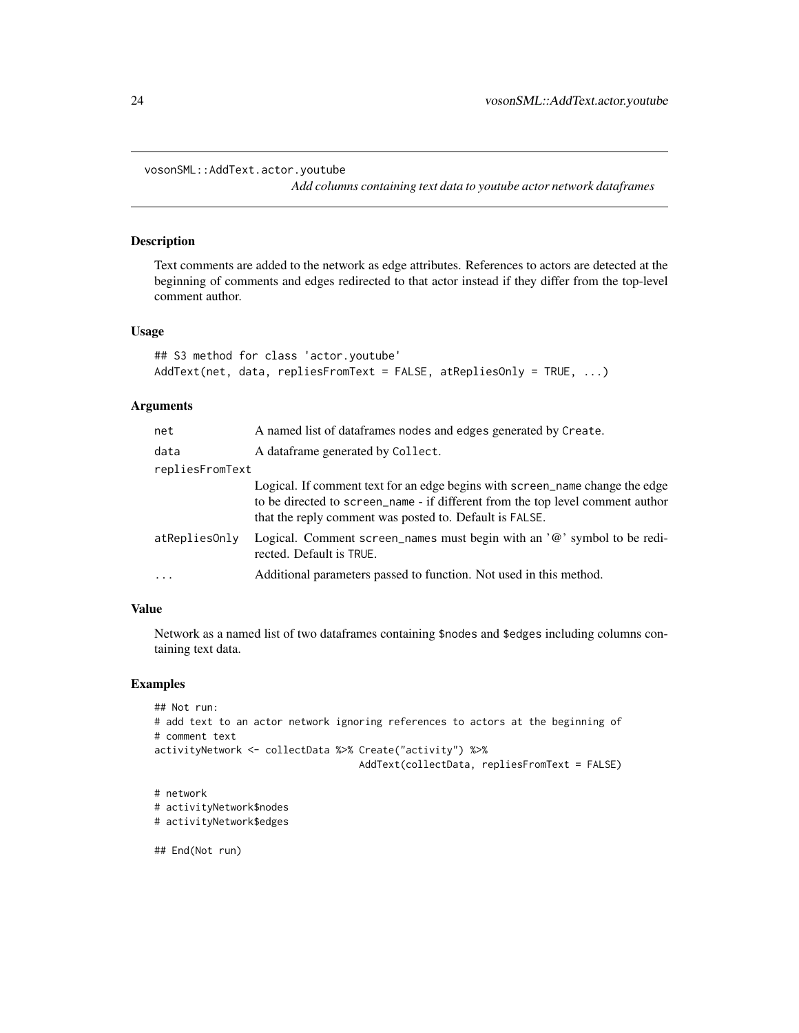## vosonSML::AddText.actor.youtube

*Add columns containing text data to youtube actor network dataframes*

### Description

Text comments are added to the network as edge attributes. References to actors are detected at the beginning of comments and edges redirected to that actor instead if they differ from the top-level comment author.

### Usage

```
## S3 method for class 'actor.youtube'
AddText(net, data, repliesFromText = FALSE, atRepliesOnly = TRUE, ...)
```

### Arguments

| | |
|---|---|
| `net` | A named list of dataframes `nodes` and `edges` generated by `Create`. |
| `data` | A dataframe generated by `Collect`. |
| `repliesFromText` | Logical. If comment text for an edge begins with `screen_name` change the edge to be directed to `screen_name` - if different from the top level comment author that the reply comment was posted to. Default is `FALSE`. |
| `atRepliesOnly` | Logical. Comment `screen_names` must begin with an '@' symbol to be redirected. Default is `TRUE`. |
| `...` | Additional parameters passed to function. Not used in this method. |

### Value

Network as a named list of two dataframes containing `$nodes` and `$edges` including columns containing text data.

### Examples

```
## Not run:
# add text to an actor network ignoring references to actors at the beginning of
# comment text
activityNetwork <- collectData %>% Create("activity") %>%
                                   AddText(collectData, repliesFromText = FALSE)

# network
# activityNetwork$nodes
# activityNetwork$edges

## End(Not run)
```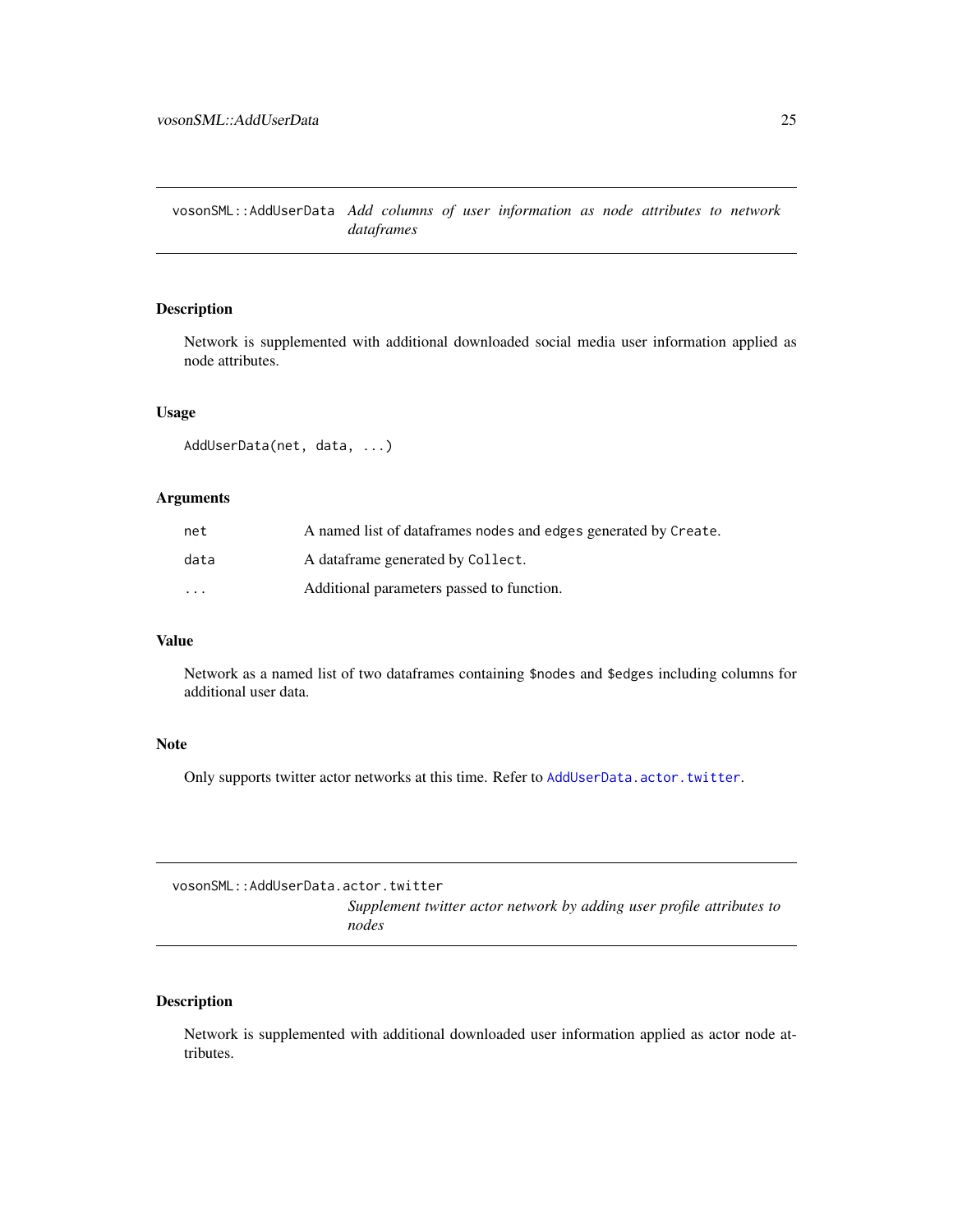## vosonSML::AddUserData *Add columns of user information as node attributes to network dataframes*

### Description

Network is supplemented with additional downloaded social media user information applied as node attributes.

### Usage

```
AddUserData(net, data, ...)
```

### Arguments

| | |
|---|---|
| `net` | A named list of dataframes `nodes` and `edges` generated by `Create`. |
| `data` | A dataframe generated by `Collect`. |
| `...` | Additional parameters passed to function. |

### Value

Network as a named list of two dataframes containing `$nodes` and `$edges` including columns for additional user data.

### Note

Only supports twitter actor networks at this time. Refer to `AddUserData.actor.twitter`.

## vosonSML::AddUserData.actor.twitter *Supplement twitter actor network by adding user profile attributes to nodes*

### Description

Network is supplemented with additional downloaded user information applied as actor node attributes.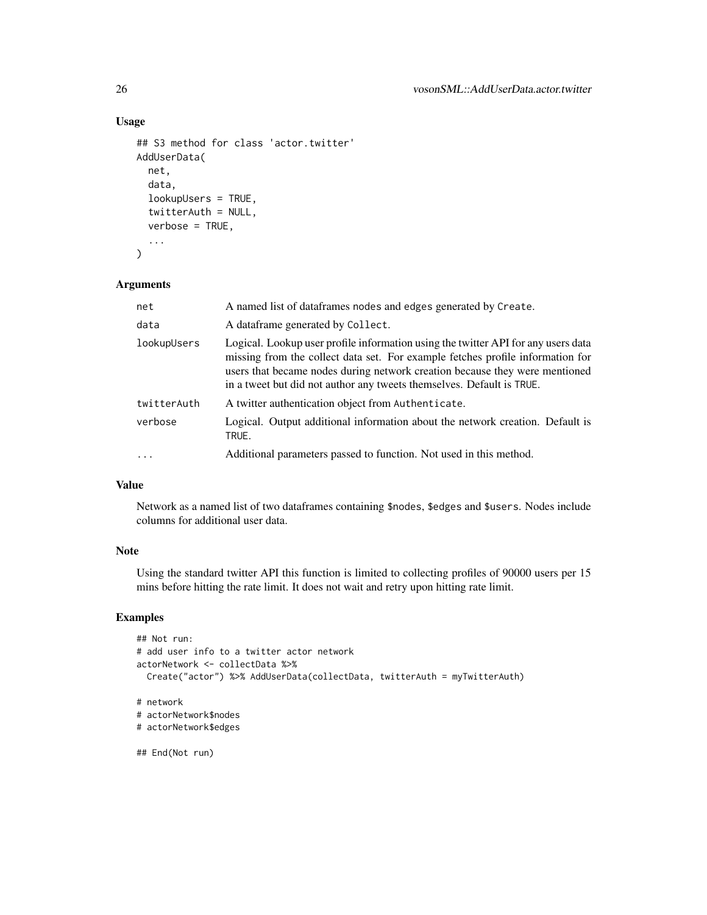### Usage

```
## S3 method for class 'actor.twitter'
AddUserData(
  net,
  data,
  lookupUsers = TRUE,
  twitterAuth = NULL,
  verbose = TRUE,
  ...
)
```

### Arguments

| | |
|---|---|
| net | A named list of dataframes nodes and edges generated by `Create`. |
| data | A dataframe generated by `Collect`. |
| lookupUsers | Logical. Lookup user profile information using the twitter API for any users data missing from the collect data set. For example fetches profile information for users that became nodes during network creation because they were mentioned in a tweet but did not author any tweets themselves. Default is `TRUE`. |
| twitterAuth | A twitter authentication object from `Authenticate`. |
| verbose | Logical. Output additional information about the network creation. Default is `TRUE`. |
| ... | Additional parameters passed to function. Not used in this method. |

### Value

Network as a named list of two dataframes containing `$nodes`, `$edges` and `$users`. Nodes include columns for additional user data.

### Note

Using the standard twitter API this function is limited to collecting profiles of 90000 users per 15 mins before hitting the rate limit. It does not wait and retry upon hitting rate limit.

### Examples

```
## Not run:
# add user info to a twitter actor network
actorNetwork <- collectData %>%
  Create("actor") %>% AddUserData(collectData, twitterAuth = myTwitterAuth)

# network
# actorNetwork$nodes
# actorNetwork$edges

## End(Not run)
```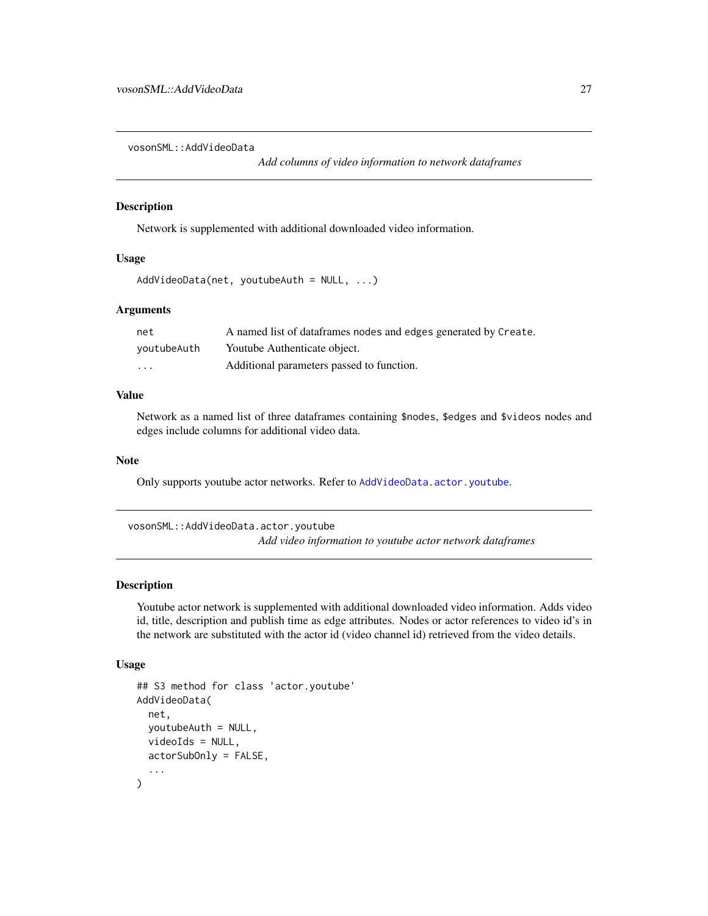## vosonSML::AddVideoData

*Add columns of video information to network dataframes*

### Description

Network is supplemented with additional downloaded video information.

### Usage

```
AddVideoData(net, youtubeAuth = NULL, ...)
```

### Arguments

| | |
|---|---|
| `net` | A named list of dataframes `nodes` and `edges` generated by `Create`. |
| `youtubeAuth` | Youtube Authenticate object. |
| `...` | Additional parameters passed to function. |

### Value

Network as a named list of three dataframes containing `$nodes`, `$edges` and `$videos` nodes and edges include columns for additional video data.

### Note

Only supports youtube actor networks. Refer to `AddVideoData.actor.youtube`.

## vosonSML::AddVideoData.actor.youtube

*Add video information to youtube actor network dataframes*

### Description

Youtube actor network is supplemented with additional downloaded video information. Adds video id, title, description and publish time as edge attributes. Nodes or actor references to video id's in the network are substituted with the actor id (video channel id) retrieved from the video details.

### Usage

```
## S3 method for class 'actor.youtube'
AddVideoData(
  net,
  youtubeAuth = NULL,
  videoIds = NULL,
  actorSubOnly = FALSE,
  ...
)
```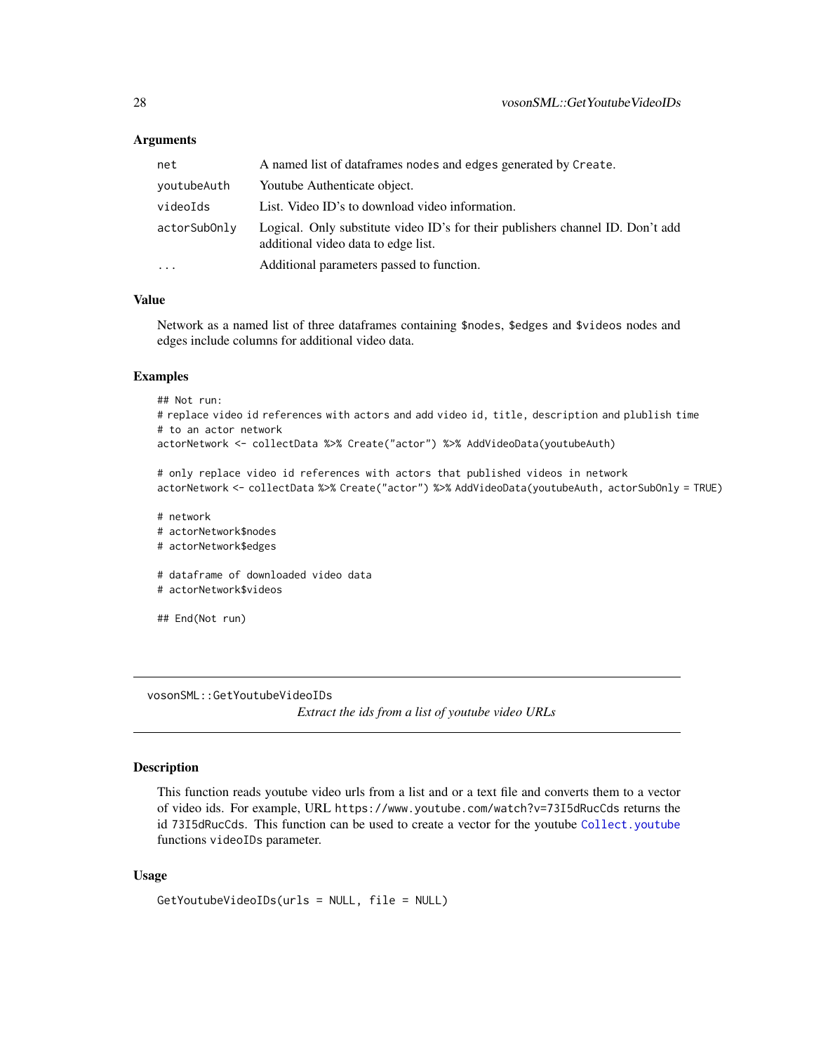### Arguments

| | |
|---|---|
| `net` | A named list of dataframes nodes and edges generated by `Create`. |
| `youtubeAuth` | Youtube Authenticate object. |
| `videoIds` | List. Video ID's to download video information. |
| `actorSubOnly` | Logical. Only substitute video ID's for their publishers channel ID. Don't add additional video data to edge list. |
| `...` | Additional parameters passed to function. |

### Value

Network as a named list of three dataframes containing `$nodes`, `$edges` and `$videos` nodes and edges include columns for additional video data.

### Examples

```
## Not run:
# replace video id references with actors and add video id, title, description and plublish time
# to an actor network
actorNetwork <- collectData %>% Create("actor") %>% AddVideoData(youtubeAuth)

# only replace video id references with actors that published videos in network
actorNetwork <- collectData %>% Create("actor") %>% AddVideoData(youtubeAuth, actorSubOnly = TRUE)

# network
# actorNetwork$nodes
# actorNetwork$edges

# dataframe of downloaded video data
# actorNetwork$videos

## End(Not run)
```

---

## vosonSML::GetYoutubeVideoIDs

*Extract the ids from a list of youtube video URLs*

---

### Description

This function reads youtube video urls from a list and or a text file and converts them to a vector of video ids. For example, URL `https://www.youtube.com/watch?v=73I5dRucCds` returns the id `73I5dRucCds`. This function can be used to create a vector for the youtube `Collect.youtube` functions `videoIDs` parameter.

### Usage

```
GetYoutubeVideoIDs(urls = NULL, file = NULL)
```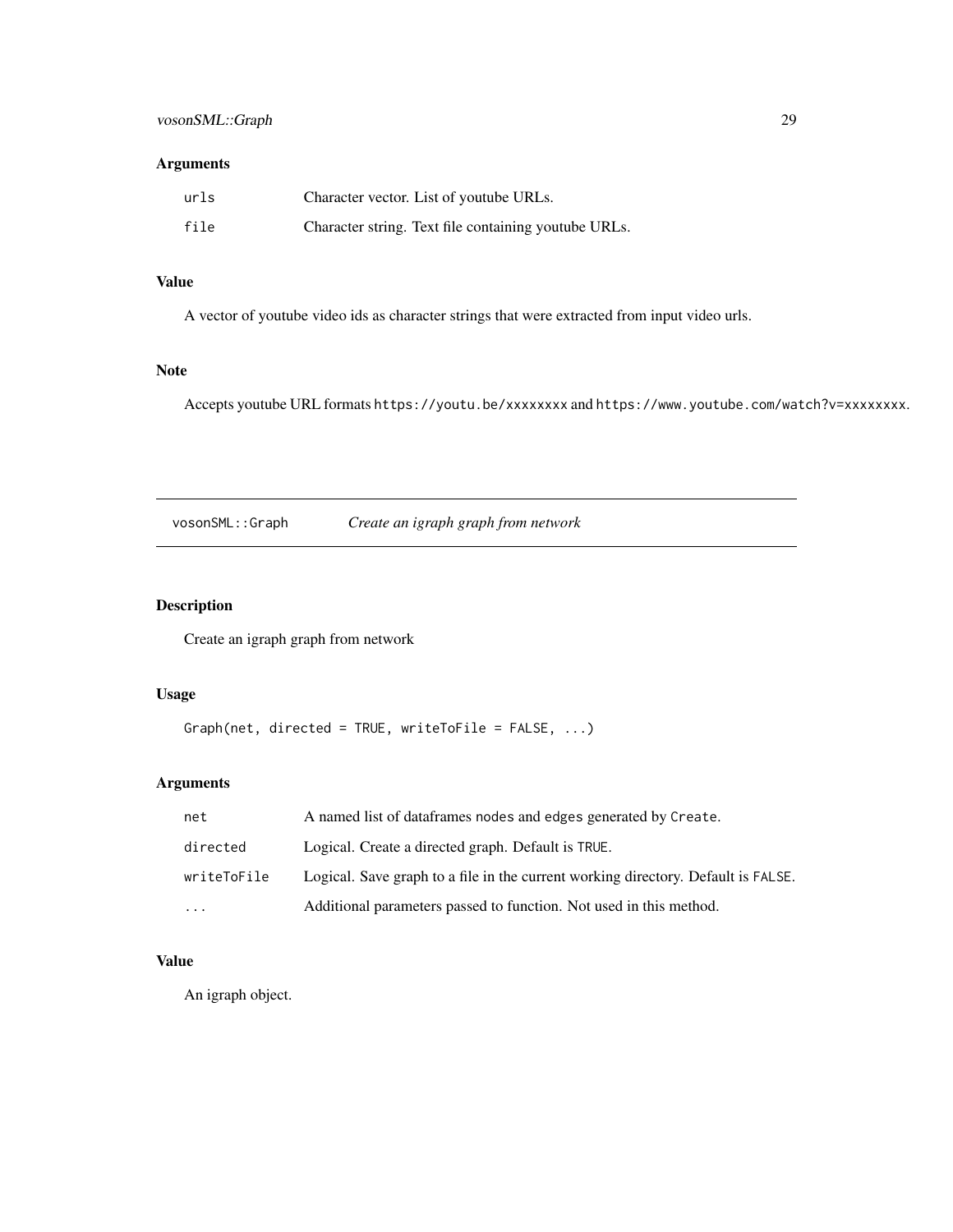### Arguments

| | |
|---|---|
| `urls` | Character vector. List of youtube URLs. |
| `file` | Character string. Text file containing youtube URLs. |

### Value

A vector of youtube video ids as character strings that were extracted from input video urls.

### Note

Accepts youtube URL formats `https://youtu.be/xxxxxxxx` and `https://www.youtube.com/watch?v=xxxxxxxx`.

---

## vosonSML::Graph — *Create an igraph graph from network*

---

### Description

Create an igraph graph from network

### Usage

```
Graph(net, directed = TRUE, writeToFile = FALSE, ...)
```

### Arguments

| | |
|---|---|
| `net` | A named list of dataframes `nodes` and `edges` generated by `Create`. |
| `directed` | Logical. Create a directed graph. Default is `TRUE`. |
| `writeToFile` | Logical. Save graph to a file in the current working directory. Default is `FALSE`. |
| `...` | Additional parameters passed to function. Not used in this method. |

### Value

An igraph object.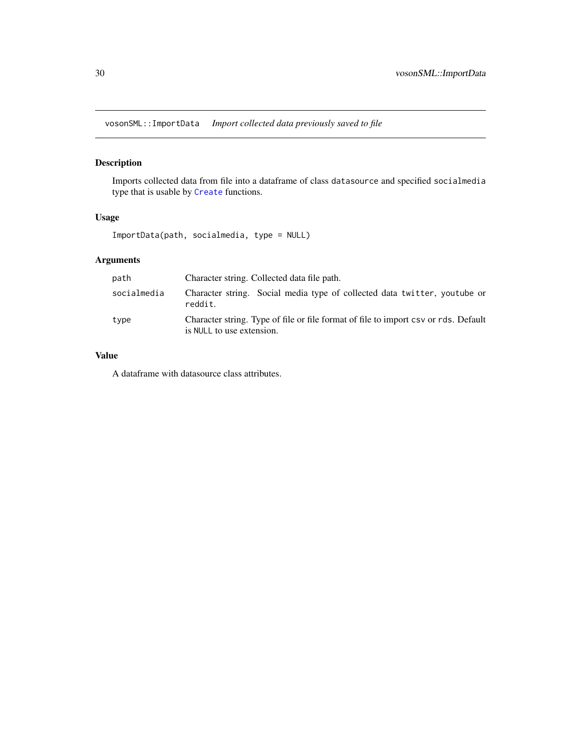## vosonSML::ImportData *Import collected data previously saved to file*

### Description

Imports collected data from file into a dataframe of class `datasource` and specified `socialmedia` type that is usable by `Create` functions.

### Usage

```
ImportData(path, socialmedia, type = NULL)
```

### Arguments

| | |
|---|---|
| `path` | Character string. Collected data file path. |
| `socialmedia` | Character string. Social media type of collected data `twitter`, `youtube` or `reddit`. |
| `type` | Character string. Type of file or file format of file to import `csv` or `rds`. Default is `NULL` to use extension. |

### Value

A dataframe with datasource class attributes.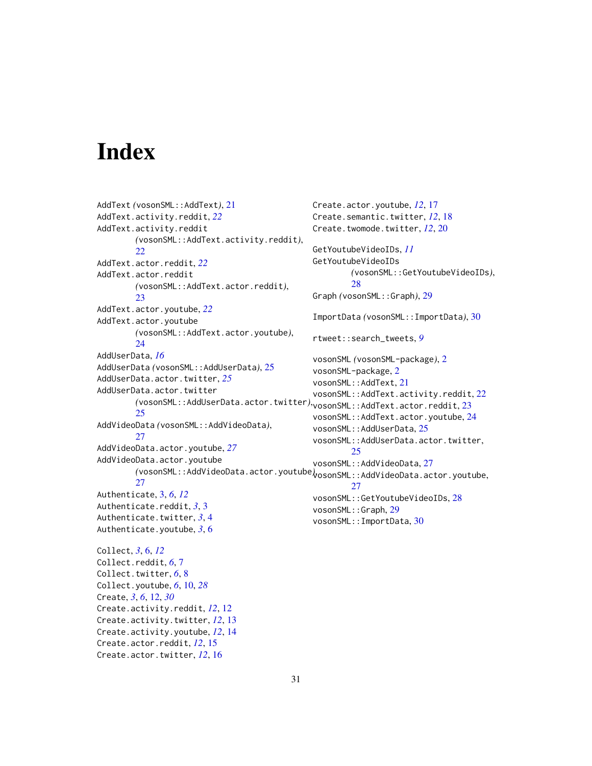# Index

AddText (vosonSML::AddText), 21
AddText.activity.reddit, *22*
AddText.activity.reddit (vosonSML::AddText.activity.reddit), 22
AddText.actor.reddit, *22*
AddText.actor.reddit (vosonSML::AddText.actor.reddit), 23
AddText.actor.youtube, *22*
AddText.actor.youtube (vosonSML::AddText.actor.youtube), 24
AddUserData, *16*
AddUserData (vosonSML::AddUserData), 25
AddUserData.actor.twitter, *25*
AddUserData.actor.twitter (vosonSML::AddUserData.actor.twitter), 25
AddVideoData (vosonSML::AddVideoData), 27
AddVideoData.actor.youtube, *27*
AddVideoData.actor.youtube (vosonSML::AddVideoData.actor.youtube), 27
Authenticate, 3, 6, *12*
Authenticate.reddit, *3*, 3
Authenticate.twitter, *3*, 4
Authenticate.youtube, *3*, 6

Collect, *3*, 6, *12*
Collect.reddit, *6*, 7
Collect.twitter, *6*, 8
Collect.youtube, *6*, 10, *28*
Create, *3*, *6*, 12, *30*
Create.activity.reddit, *12*, 12
Create.activity.twitter, *12*, 13
Create.activity.youtube, *12*, 14
Create.actor.reddit, *12*, 15
Create.actor.twitter, *12*, 16
Create.actor.youtube, *12*, 17
Create.semantic.twitter, *12*, 18
Create.twomode.twitter, *12*, 20

GetYoutubeVideoIDs, *11*
GetYoutubeVideoIDs (vosonSML::GetYoutubeVideoIDs), 28
Graph (vosonSML::Graph), 29

ImportData (vosonSML::ImportData), 30

rtweet::search_tweets, *9*

vosonSML (vosonSML-package), 2
vosonSML-package, 2
vosonSML::AddText, 21
vosonSML::AddText.activity.reddit, 22
vosonSML::AddText.actor.reddit, 23
vosonSML::AddText.actor.youtube, 24
vosonSML::AddUserData, 25
vosonSML::AddUserData.actor.twitter, 25
vosonSML::AddVideoData, 27
vosonSML::AddVideoData.actor.youtube, 27
vosonSML::GetYoutubeVideoIDs, 28
vosonSML::Graph, 29
vosonSML::ImportData, 30